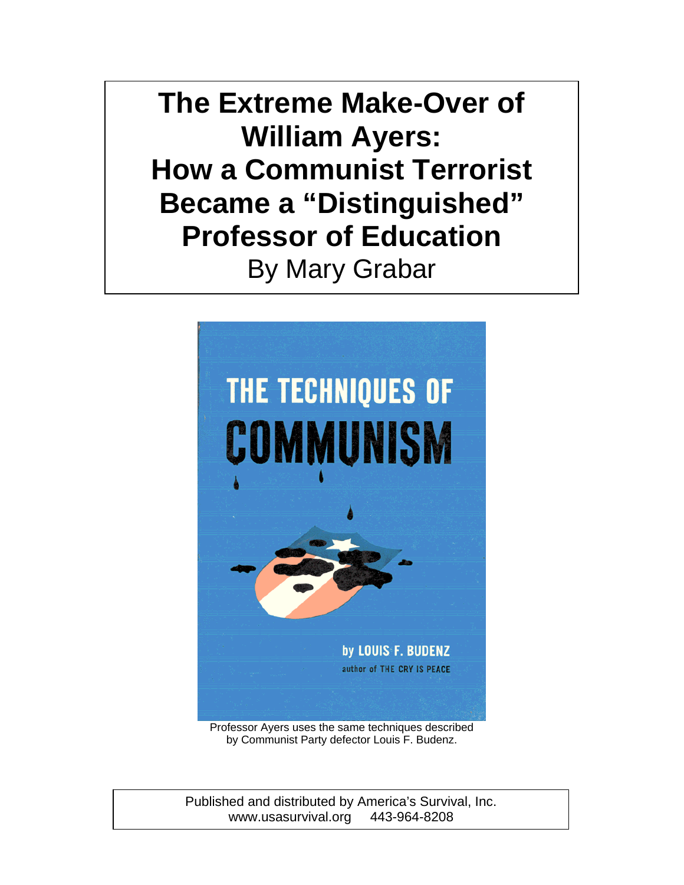# The Extreme Make-Over of William Ayers: How a Communist Terrorist Became a "Distinguished" Professor of Education

By Mary Grabar

THE TECHNIQUES OF COMMUNISM

by LOUIS F. BUDENZ

author of THE CRY IS PEACE

Professor Ayers uses the same techniques described by Communist Party defector Louis F. Budenz.

Published and distributed by America's Survival, Inc.
www.usasurvival.org 443-964-8208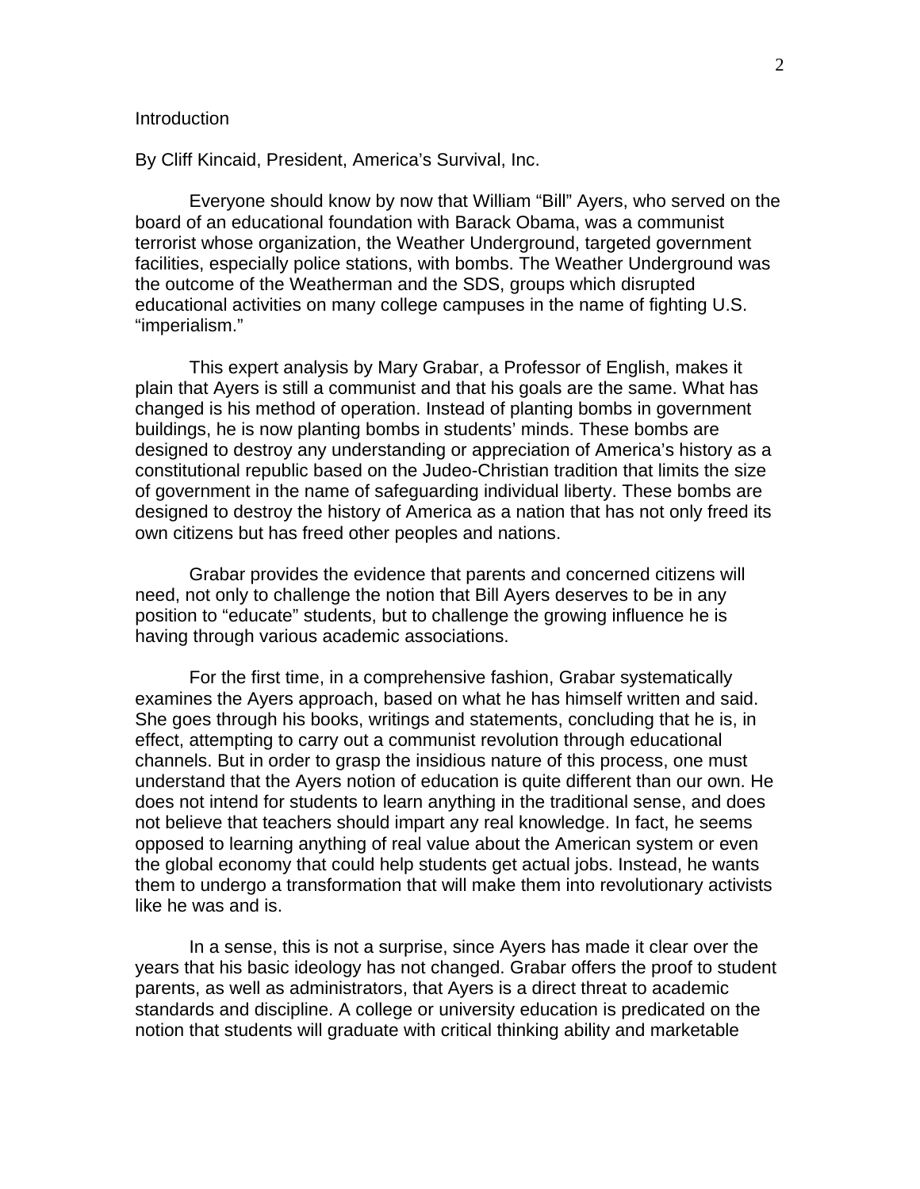## Introduction

By Cliff Kincaid, President, America's Survival, Inc.

Everyone should know by now that William "Bill" Ayers, who served on the board of an educational foundation with Barack Obama, was a communist terrorist whose organization, the Weather Underground, targeted government facilities, especially police stations, with bombs. The Weather Underground was the outcome of the Weatherman and the SDS, groups which disrupted educational activities on many college campuses in the name of fighting U.S. "imperialism."

This expert analysis by Mary Grabar, a Professor of English, makes it plain that Ayers is still a communist and that his goals are the same. What has changed is his method of operation. Instead of planting bombs in government buildings, he is now planting bombs in students' minds. These bombs are designed to destroy any understanding or appreciation of America's history as a constitutional republic based on the Judeo-Christian tradition that limits the size of government in the name of safeguarding individual liberty. These bombs are designed to destroy the history of America as a nation that has not only freed its own citizens but has freed other peoples and nations.

Grabar provides the evidence that parents and concerned citizens will need, not only to challenge the notion that Bill Ayers deserves to be in any position to "educate" students, but to challenge the growing influence he is having through various academic associations.

For the first time, in a comprehensive fashion, Grabar systematically examines the Ayers approach, based on what he has himself written and said. She goes through his books, writings and statements, concluding that he is, in effect, attempting to carry out a communist revolution through educational channels. But in order to grasp the insidious nature of this process, one must understand that the Ayers notion of education is quite different than our own. He does not intend for students to learn anything in the traditional sense, and does not believe that teachers should impart any real knowledge. In fact, he seems opposed to learning anything of real value about the American system or even the global economy that could help students get actual jobs. Instead, he wants them to undergo a transformation that will make them into revolutionary activists like he was and is.

In a sense, this is not a surprise, since Ayers has made it clear over the years that his basic ideology has not changed. Grabar offers the proof to student parents, as well as administrators, that Ayers is a direct threat to academic standards and discipline. A college or university education is predicated on the notion that students will graduate with critical thinking ability and marketable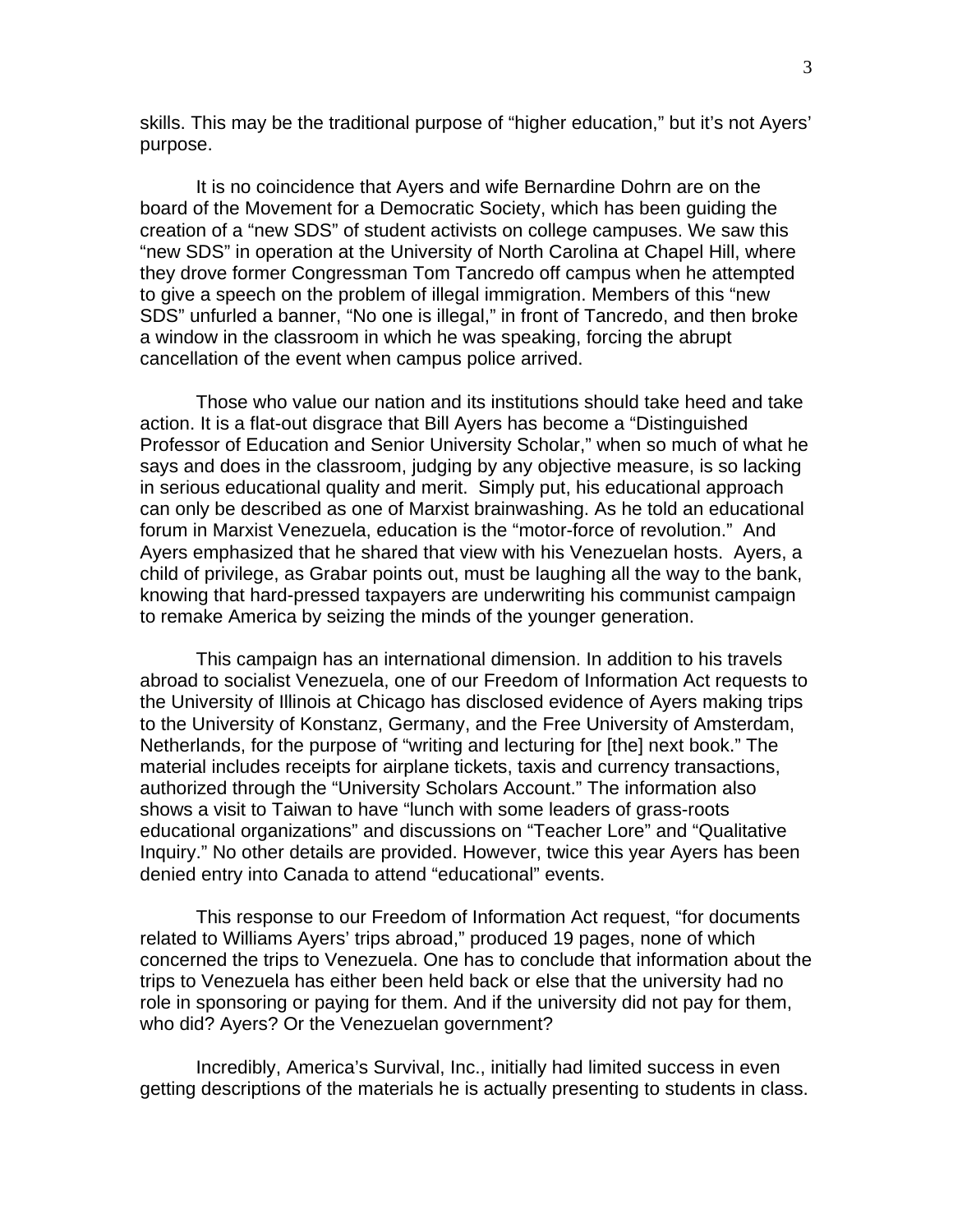skills. This may be the traditional purpose of "higher education," but it's not Ayers' purpose.

It is no coincidence that Ayers and wife Bernardine Dohrn are on the board of the Movement for a Democratic Society, which has been guiding the creation of a "new SDS" of student activists on college campuses. We saw this "new SDS" in operation at the University of North Carolina at Chapel Hill, where they drove former Congressman Tom Tancredo off campus when he attempted to give a speech on the problem of illegal immigration. Members of this "new SDS" unfurled a banner, "No one is illegal," in front of Tancredo, and then broke a window in the classroom in which he was speaking, forcing the abrupt cancellation of the event when campus police arrived.

Those who value our nation and its institutions should take heed and take action. It is a flat-out disgrace that Bill Ayers has become a "Distinguished Professor of Education and Senior University Scholar," when so much of what he says and does in the classroom, judging by any objective measure, is so lacking in serious educational quality and merit. Simply put, his educational approach can only be described as one of Marxist brainwashing. As he told an educational forum in Marxist Venezuela, education is the "motor-force of revolution." And Ayers emphasized that he shared that view with his Venezuelan hosts. Ayers, a child of privilege, as Grabar points out, must be laughing all the way to the bank, knowing that hard-pressed taxpayers are underwriting his communist campaign to remake America by seizing the minds of the younger generation.

This campaign has an international dimension. In addition to his travels abroad to socialist Venezuela, one of our Freedom of Information Act requests to the University of Illinois at Chicago has disclosed evidence of Ayers making trips to the University of Konstanz, Germany, and the Free University of Amsterdam, Netherlands, for the purpose of "writing and lecturing for [the] next book." The material includes receipts for airplane tickets, taxis and currency transactions, authorized through the "University Scholars Account." The information also shows a visit to Taiwan to have "lunch with some leaders of grass-roots educational organizations" and discussions on "Teacher Lore" and "Qualitative Inquiry." No other details are provided. However, twice this year Ayers has been denied entry into Canada to attend "educational" events.

This response to our Freedom of Information Act request, "for documents related to Williams Ayers' trips abroad," produced 19 pages, none of which concerned the trips to Venezuela. One has to conclude that information about the trips to Venezuela has either been held back or else that the university had no role in sponsoring or paying for them. And if the university did not pay for them, who did? Ayers? Or the Venezuelan government?

Incredibly, America's Survival, Inc., initially had limited success in even getting descriptions of the materials he is actually presenting to students in class.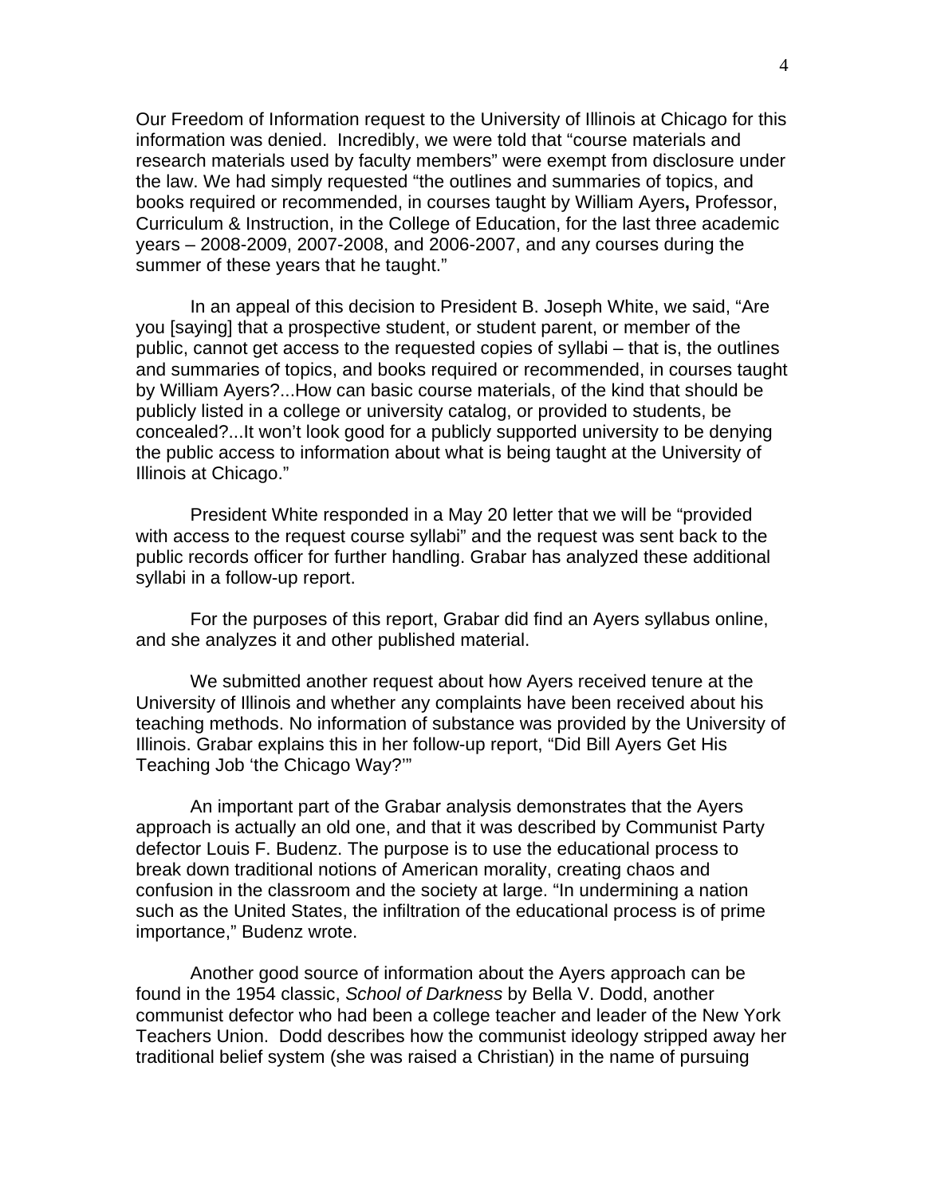Our Freedom of Information request to the University of Illinois at Chicago for this information was denied. Incredibly, we were told that "course materials and research materials used by faculty members" were exempt from disclosure under the law. We had simply requested "the outlines and summaries of topics, and books required or recommended, in courses taught by William Ayers**,** Professor, Curriculum & Instruction, in the College of Education, for the last three academic years – 2008-2009, 2007-2008, and 2006-2007, and any courses during the summer of these years that he taught."

In an appeal of this decision to President B. Joseph White, we said, "Are you [saying] that a prospective student, or student parent, or member of the public, cannot get access to the requested copies of syllabi – that is, the outlines and summaries of topics, and books required or recommended, in courses taught by William Ayers?...How can basic course materials, of the kind that should be publicly listed in a college or university catalog, or provided to students, be concealed?...It won't look good for a publicly supported university to be denying the public access to information about what is being taught at the University of Illinois at Chicago."

President White responded in a May 20 letter that we will be "provided with access to the request course syllabi" and the request was sent back to the public records officer for further handling. Grabar has analyzed these additional syllabi in a follow-up report.

For the purposes of this report, Grabar did find an Ayers syllabus online, and she analyzes it and other published material.

We submitted another request about how Ayers received tenure at the University of Illinois and whether any complaints have been received about his teaching methods. No information of substance was provided by the University of Illinois. Grabar explains this in her follow-up report, "Did Bill Ayers Get His Teaching Job 'the Chicago Way?'"

An important part of the Grabar analysis demonstrates that the Ayers approach is actually an old one, and that it was described by Communist Party defector Louis F. Budenz. The purpose is to use the educational process to break down traditional notions of American morality, creating chaos and confusion in the classroom and the society at large. "In undermining a nation such as the United States, the infiltration of the educational process is of prime importance," Budenz wrote.

Another good source of information about the Ayers approach can be found in the 1954 classic, *School of Darkness* by Bella V. Dodd, another communist defector who had been a college teacher and leader of the New York Teachers Union. Dodd describes how the communist ideology stripped away her traditional belief system (she was raised a Christian) in the name of pursuing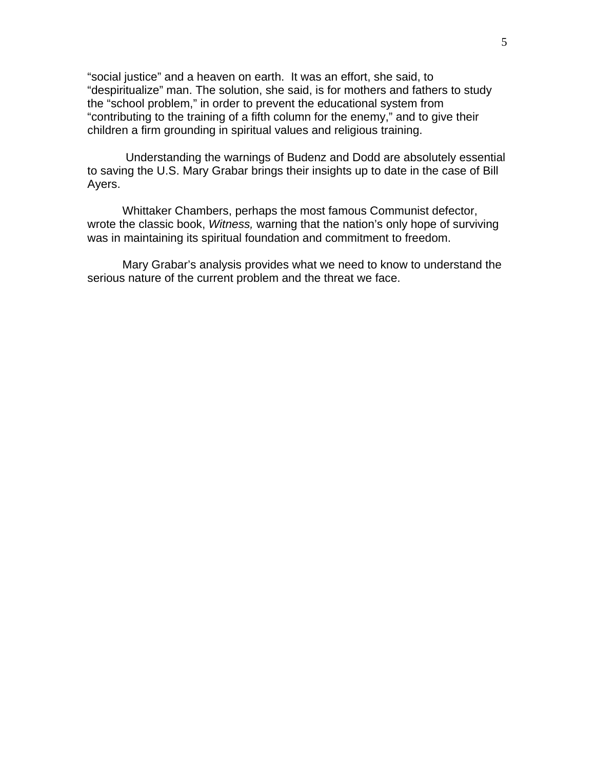"social justice" and a heaven on earth.  It was an effort, she said, to "despiritualize" man. The solution, she said, is for mothers and fathers to study the "school problem," in order to prevent the educational system from "contributing to the training of a fifth column for the enemy," and to give their children a firm grounding in spiritual values and religious training.

Understanding the warnings of Budenz and Dodd are absolutely essential to saving the U.S. Mary Grabar brings their insights up to date in the case of Bill Ayers.

Whittaker Chambers, perhaps the most famous Communist defector, wrote the classic book, *Witness,* warning that the nation's only hope of surviving was in maintaining its spiritual foundation and commitment to freedom.

Mary Grabar's analysis provides what we need to know to understand the serious nature of the current problem and the threat we face.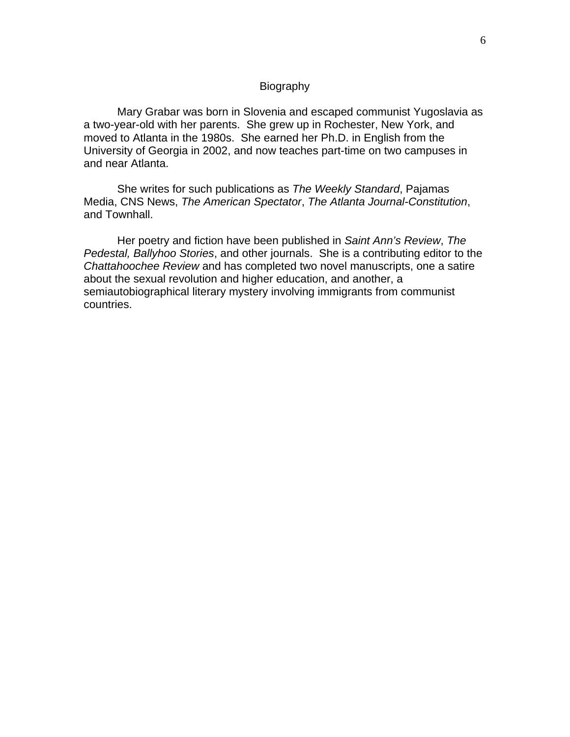# Biography

Mary Grabar was born in Slovenia and escaped communist Yugoslavia as a two-year-old with her parents. She grew up in Rochester, New York, and moved to Atlanta in the 1980s. She earned her Ph.D. in English from the University of Georgia in 2002, and now teaches part-time on two campuses in and near Atlanta.

She writes for such publications as *The Weekly Standard*, Pajamas Media, CNS News, *The American Spectator*, *The Atlanta Journal-Constitution*, and Townhall.

Her poetry and fiction have been published in *Saint Ann's Review*, *The Pedestal, Ballyhoo Stories*, and other journals. She is a contributing editor to the *Chattahoochee Review* and has completed two novel manuscripts, one a satire about the sexual revolution and higher education, and another, a semiautobiographical literary mystery involving immigrants from communist countries.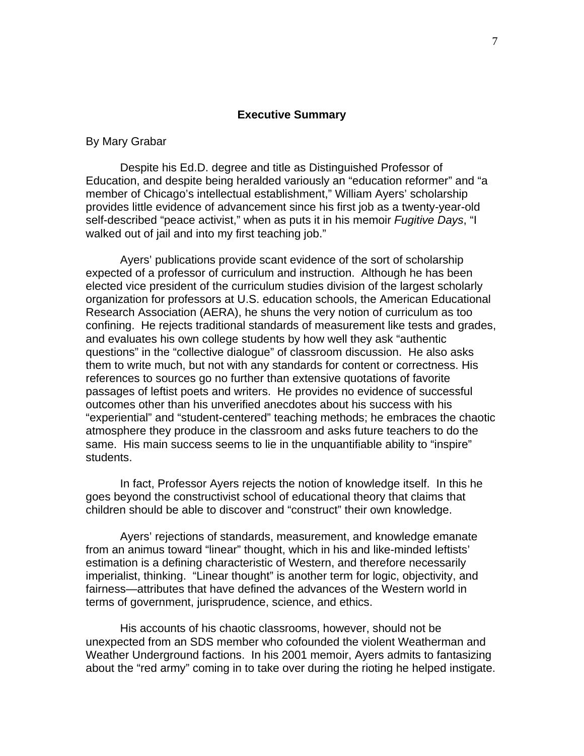## Executive Summary

By Mary Grabar

Despite his Ed.D. degree and title as Distinguished Professor of Education, and despite being heralded variously an "education reformer" and "a member of Chicago's intellectual establishment," William Ayers' scholarship provides little evidence of advancement since his first job as a twenty-year-old self-described "peace activist," when as puts it in his memoir *Fugitive Days*, "I walked out of jail and into my first teaching job."

Ayers' publications provide scant evidence of the sort of scholarship expected of a professor of curriculum and instruction. Although he has been elected vice president of the curriculum studies division of the largest scholarly organization for professors at U.S. education schools, the American Educational Research Association (AERA), he shuns the very notion of curriculum as too confining. He rejects traditional standards of measurement like tests and grades, and evaluates his own college students by how well they ask "authentic questions" in the "collective dialogue" of classroom discussion. He also asks them to write much, but not with any standards for content or correctness. His references to sources go no further than extensive quotations of favorite passages of leftist poets and writers. He provides no evidence of successful outcomes other than his unverified anecdotes about his success with his "experiential" and "student-centered" teaching methods; he embraces the chaotic atmosphere they produce in the classroom and asks future teachers to do the same. His main success seems to lie in the unquantifiable ability to "inspire" students.

In fact, Professor Ayers rejects the notion of knowledge itself. In this he goes beyond the constructivist school of educational theory that claims that children should be able to discover and "construct" their own knowledge.

Ayers' rejections of standards, measurement, and knowledge emanate from an animus toward "linear" thought, which in his and like-minded leftists' estimation is a defining characteristic of Western, and therefore necessarily imperialist, thinking. "Linear thought" is another term for logic, objectivity, and fairness—attributes that have defined the advances of the Western world in terms of government, jurisprudence, science, and ethics.

His accounts of his chaotic classrooms, however, should not be unexpected from an SDS member who cofounded the violent Weatherman and Weather Underground factions. In his 2001 memoir, Ayers admits to fantasizing about the "red army" coming in to take over during the rioting he helped instigate.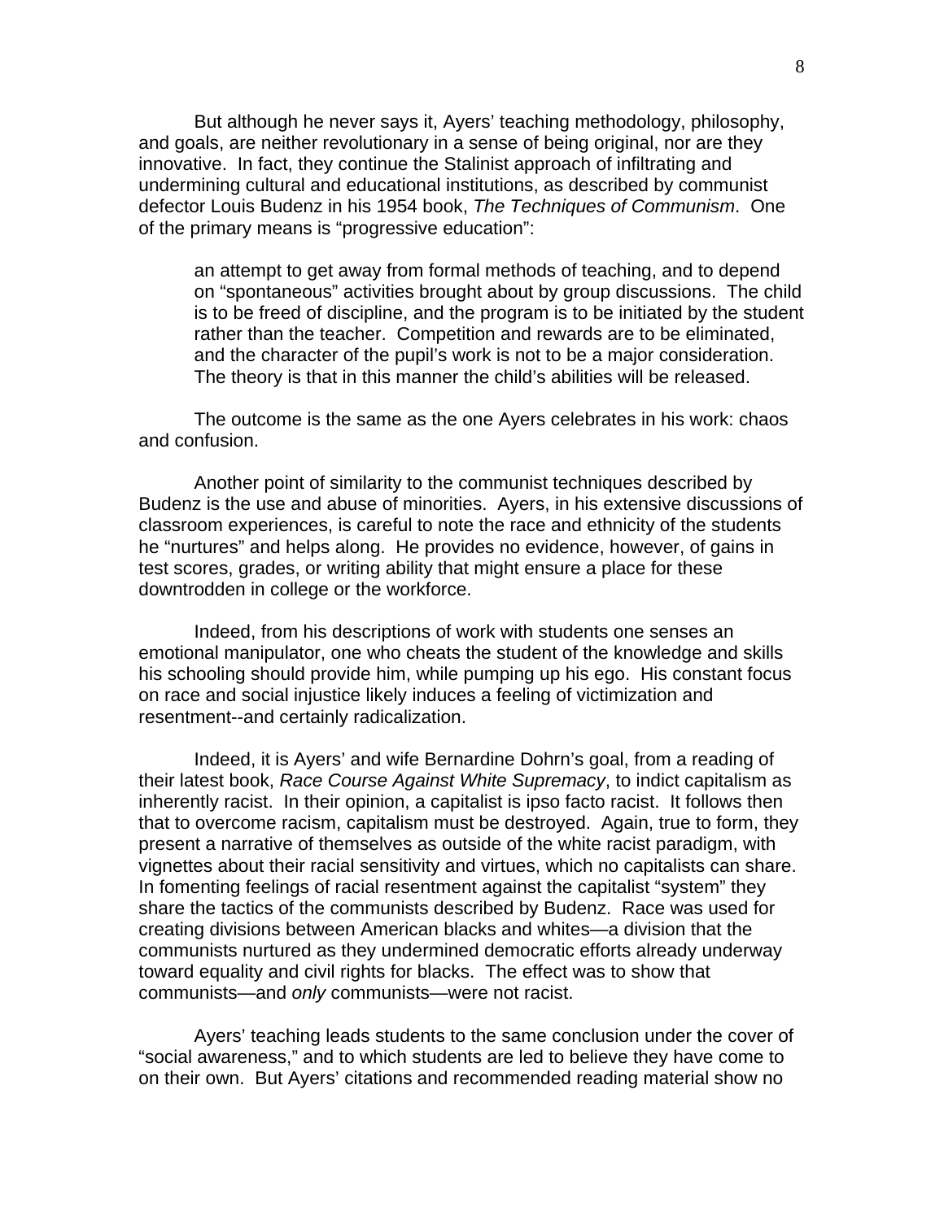But although he never says it, Ayers' teaching methodology, philosophy, and goals, are neither revolutionary in a sense of being original, nor are they innovative. In fact, they continue the Stalinist approach of infiltrating and undermining cultural and educational institutions, as described by communist defector Louis Budenz in his 1954 book, *The Techniques of Communism*. One of the primary means is "progressive education":

> an attempt to get away from formal methods of teaching, and to depend on "spontaneous" activities brought about by group discussions. The child is to be freed of discipline, and the program is to be initiated by the student rather than the teacher. Competition and rewards are to be eliminated, and the character of the pupil's work is not to be a major consideration. The theory is that in this manner the child's abilities will be released.

The outcome is the same as the one Ayers celebrates in his work: chaos and confusion.

Another point of similarity to the communist techniques described by Budenz is the use and abuse of minorities. Ayers, in his extensive discussions of classroom experiences, is careful to note the race and ethnicity of the students he "nurtures" and helps along. He provides no evidence, however, of gains in test scores, grades, or writing ability that might ensure a place for these downtrodden in college or the workforce.

Indeed, from his descriptions of work with students one senses an emotional manipulator, one who cheats the student of the knowledge and skills his schooling should provide him, while pumping up his ego. His constant focus on race and social injustice likely induces a feeling of victimization and resentment--and certainly radicalization.

Indeed, it is Ayers' and wife Bernardine Dohrn's goal, from a reading of their latest book, *Race Course Against White Supremacy*, to indict capitalism as inherently racist. In their opinion, a capitalist is ipso facto racist. It follows then that to overcome racism, capitalism must be destroyed. Again, true to form, they present a narrative of themselves as outside of the white racist paradigm, with vignettes about their racial sensitivity and virtues, which no capitalists can share. In fomenting feelings of racial resentment against the capitalist "system" they share the tactics of the communists described by Budenz. Race was used for creating divisions between American blacks and whites—a division that the communists nurtured as they undermined democratic efforts already underway toward equality and civil rights for blacks. The effect was to show that communists—and *only* communists—were not racist.

Ayers' teaching leads students to the same conclusion under the cover of "social awareness," and to which students are led to believe they have come to on their own. But Ayers' citations and recommended reading material show no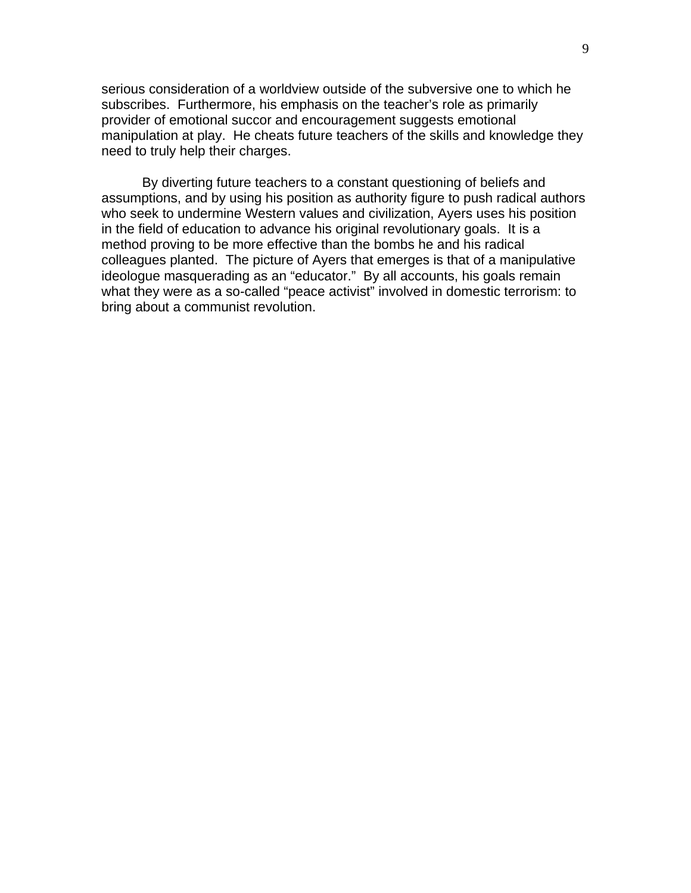serious consideration of a worldview outside of the subversive one to which he subscribes. Furthermore, his emphasis on the teacher's role as primarily provider of emotional succor and encouragement suggests emotional manipulation at play. He cheats future teachers of the skills and knowledge they need to truly help their charges.

By diverting future teachers to a constant questioning of beliefs and assumptions, and by using his position as authority figure to push radical authors who seek to undermine Western values and civilization, Ayers uses his position in the field of education to advance his original revolutionary goals. It is a method proving to be more effective than the bombs he and his radical colleagues planted. The picture of Ayers that emerges is that of a manipulative ideologue masquerading as an "educator." By all accounts, his goals remain what they were as a so-called "peace activist" involved in domestic terrorism: to bring about a communist revolution.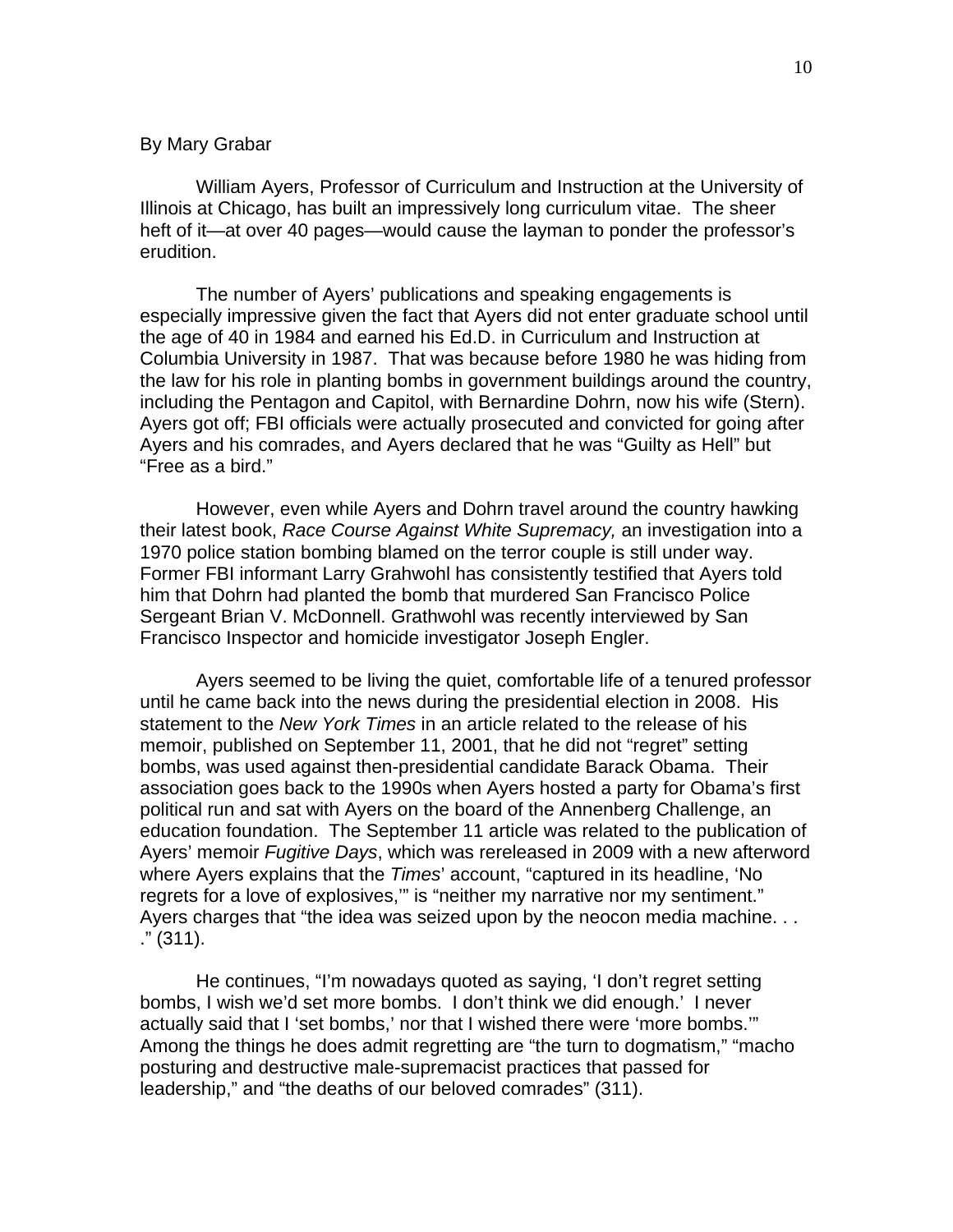By Mary Grabar

William Ayers, Professor of Curriculum and Instruction at the University of Illinois at Chicago, has built an impressively long curriculum vitae. The sheer heft of it—at over 40 pages—would cause the layman to ponder the professor's erudition.

The number of Ayers' publications and speaking engagements is especially impressive given the fact that Ayers did not enter graduate school until the age of 40 in 1984 and earned his Ed.D. in Curriculum and Instruction at Columbia University in 1987. That was because before 1980 he was hiding from the law for his role in planting bombs in government buildings around the country, including the Pentagon and Capitol, with Bernardine Dohrn, now his wife (Stern). Ayers got off; FBI officials were actually prosecuted and convicted for going after Ayers and his comrades, and Ayers declared that he was "Guilty as Hell" but "Free as a bird."

However, even while Ayers and Dohrn travel around the country hawking their latest book, *Race Course Against White Supremacy,* an investigation into a 1970 police station bombing blamed on the terror couple is still under way. Former FBI informant Larry Grahwohl has consistently testified that Ayers told him that Dohrn had planted the bomb that murdered San Francisco Police Sergeant Brian V. McDonnell. Grathwohl was recently interviewed by San Francisco Inspector and homicide investigator Joseph Engler.

Ayers seemed to be living the quiet, comfortable life of a tenured professor until he came back into the news during the presidential election in 2008. His statement to the *New York Times* in an article related to the release of his memoir, published on September 11, 2001, that he did not "regret" setting bombs, was used against then-presidential candidate Barack Obama. Their association goes back to the 1990s when Ayers hosted a party for Obama's first political run and sat with Ayers on the board of the Annenberg Challenge, an education foundation. The September 11 article was related to the publication of Ayers' memoir *Fugitive Days*, which was rereleased in 2009 with a new afterword where Ayers explains that the *Times*' account, "captured in its headline, 'No regrets for a love of explosives,'" is "neither my narrative nor my sentiment." Ayers charges that "the idea was seized upon by the neocon media machine. . . ." (311).

He continues, "I'm nowadays quoted as saying, 'I don't regret setting bombs, I wish we'd set more bombs. I don't think we did enough.' I never actually said that I 'set bombs,' nor that I wished there were 'more bombs.'" Among the things he does admit regretting are "the turn to dogmatism," "macho posturing and destructive male-supremacist practices that passed for leadership," and "the deaths of our beloved comrades" (311).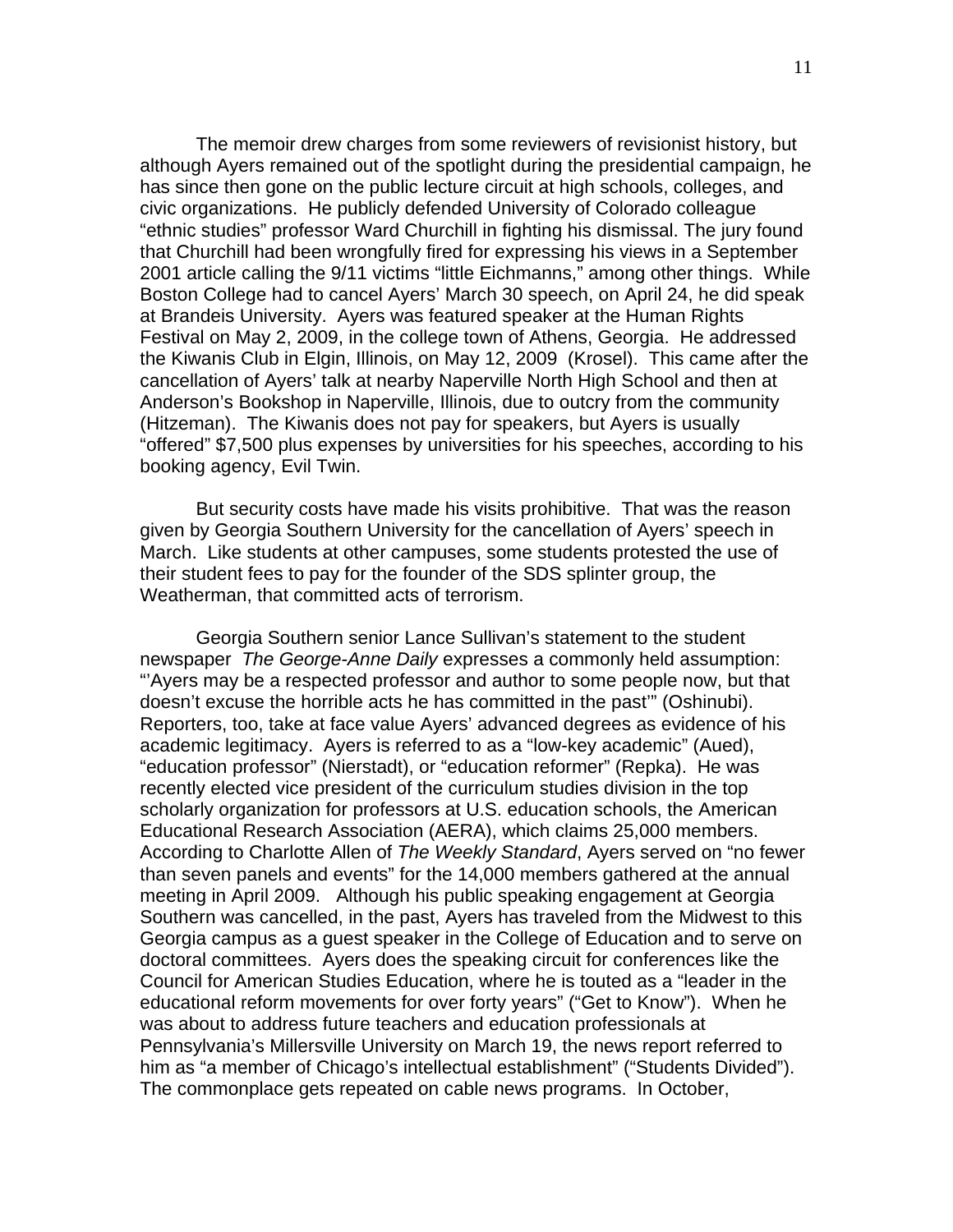The memoir drew charges from some reviewers of revisionist history, but although Ayers remained out of the spotlight during the presidential campaign, he has since then gone on the public lecture circuit at high schools, colleges, and civic organizations. He publicly defended University of Colorado colleague "ethnic studies" professor Ward Churchill in fighting his dismissal. The jury found that Churchill had been wrongfully fired for expressing his views in a September 2001 article calling the 9/11 victims "little Eichmanns," among other things. While Boston College had to cancel Ayers' March 30 speech, on April 24, he did speak at Brandeis University. Ayers was featured speaker at the Human Rights Festival on May 2, 2009, in the college town of Athens, Georgia. He addressed the Kiwanis Club in Elgin, Illinois, on May 12, 2009 (Krosel). This came after the cancellation of Ayers' talk at nearby Naperville North High School and then at Anderson's Bookshop in Naperville, Illinois, due to outcry from the community (Hitzeman). The Kiwanis does not pay for speakers, but Ayers is usually "offered" $7,500 plus expenses by universities for his speeches, according to his booking agency, Evil Twin.

But security costs have made his visits prohibitive. That was the reason given by Georgia Southern University for the cancellation of Ayers' speech in March. Like students at other campuses, some students protested the use of their student fees to pay for the founder of the SDS splinter group, the Weatherman, that committed acts of terrorism.

Georgia Southern senior Lance Sullivan's statement to the student newspaper *The George-Anne Daily* expresses a commonly held assumption: "'Ayers may be a respected professor and author to some people now, but that doesn't excuse the horrible acts he has committed in the past'" (Oshinubi). Reporters, too, take at face value Ayers' advanced degrees as evidence of his academic legitimacy. Ayers is referred to as a "low-key academic" (Aued), "education professor" (Nierstadt), or "education reformer" (Repka). He was recently elected vice president of the curriculum studies division in the top scholarly organization for professors at U.S. education schools, the American Educational Research Association (AERA), which claims 25,000 members. According to Charlotte Allen of *The Weekly Standard*, Ayers served on "no fewer than seven panels and events" for the 14,000 members gathered at the annual meeting in April 2009. Although his public speaking engagement at Georgia Southern was cancelled, in the past, Ayers has traveled from the Midwest to this Georgia campus as a guest speaker in the College of Education and to serve on doctoral committees. Ayers does the speaking circuit for conferences like the Council for American Studies Education, where he is touted as a "leader in the educational reform movements for over forty years" ("Get to Know"). When he was about to address future teachers and education professionals at Pennsylvania's Millersville University on March 19, the news report referred to him as "a member of Chicago's intellectual establishment" ("Students Divided"). The commonplace gets repeated on cable news programs. In October,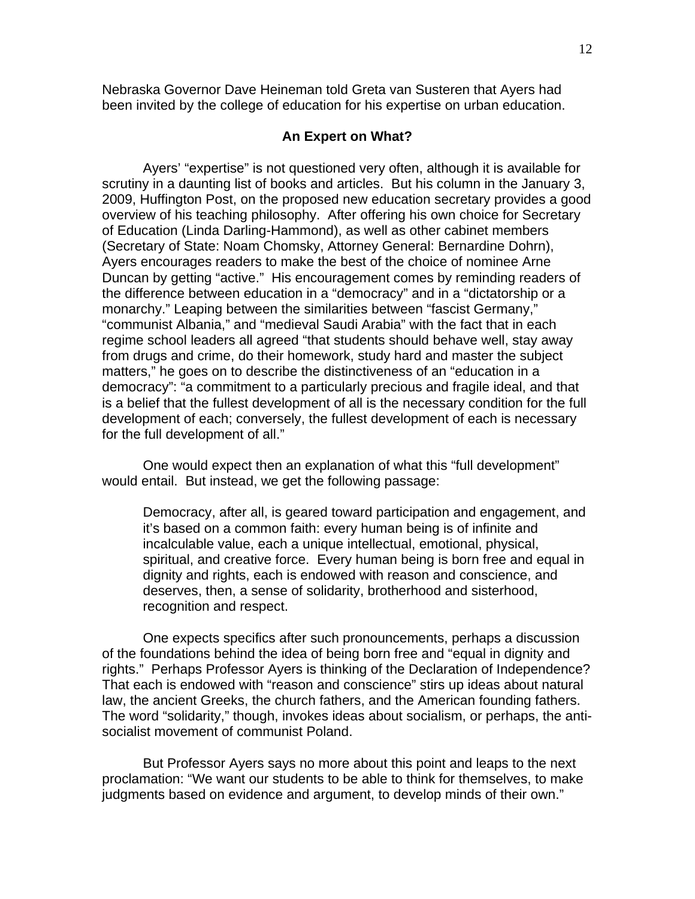Nebraska Governor Dave Heineman told Greta van Susteren that Ayers had been invited by the college of education for his expertise on urban education.

### An Expert on What?

Ayers' "expertise" is not questioned very often, although it is available for scrutiny in a daunting list of books and articles. But his column in the January 3, 2009, Huffington Post, on the proposed new education secretary provides a good overview of his teaching philosophy. After offering his own choice for Secretary of Education (Linda Darling-Hammond), as well as other cabinet members (Secretary of State: Noam Chomsky, Attorney General: Bernardine Dohrn), Ayers encourages readers to make the best of the choice of nominee Arne Duncan by getting "active." His encouragement comes by reminding readers of the difference between education in a "democracy" and in a "dictatorship or a monarchy." Leaping between the similarities between "fascist Germany," "communist Albania," and "medieval Saudi Arabia" with the fact that in each regime school leaders all agreed "that students should behave well, stay away from drugs and crime, do their homework, study hard and master the subject matters," he goes on to describe the distinctiveness of an "education in a democracy": "a commitment to a particularly precious and fragile ideal, and that is a belief that the fullest development of all is the necessary condition for the full development of each; conversely, the fullest development of each is necessary for the full development of all."

One would expect then an explanation of what this "full development" would entail. But instead, we get the following passage:

> Democracy, after all, is geared toward participation and engagement, and it's based on a common faith: every human being is of infinite and incalculable value, each a unique intellectual, emotional, physical, spiritual, and creative force. Every human being is born free and equal in dignity and rights, each is endowed with reason and conscience, and deserves, then, a sense of solidarity, brotherhood and sisterhood, recognition and respect.

One expects specifics after such pronouncements, perhaps a discussion of the foundations behind the idea of being born free and "equal in dignity and rights." Perhaps Professor Ayers is thinking of the Declaration of Independence? That each is endowed with "reason and conscience" stirs up ideas about natural law, the ancient Greeks, the church fathers, and the American founding fathers. The word "solidarity," though, invokes ideas about socialism, or perhaps, the anti-socialist movement of communist Poland.

But Professor Ayers says no more about this point and leaps to the next proclamation: "We want our students to be able to think for themselves, to make judgments based on evidence and argument, to develop minds of their own."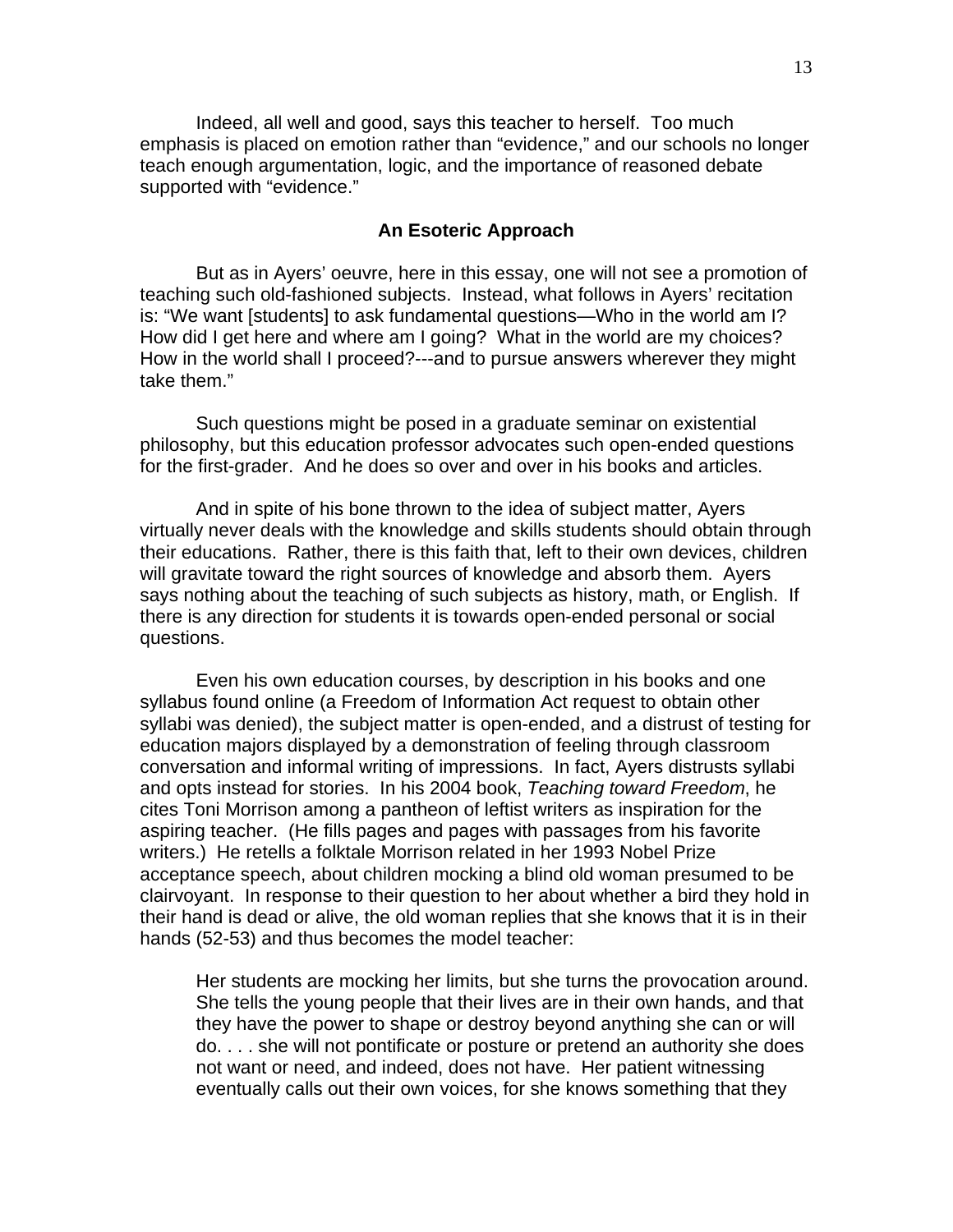Indeed, all well and good, says this teacher to herself. Too much emphasis is placed on emotion rather than "evidence," and our schools no longer teach enough argumentation, logic, and the importance of reasoned debate supported with "evidence."

## An Esoteric Approach

But as in Ayers' oeuvre, here in this essay, one will not see a promotion of teaching such old-fashioned subjects. Instead, what follows in Ayers' recitation is: "We want [students] to ask fundamental questions—Who in the world am I? How did I get here and where am I going? What in the world are my choices? How in the world shall I proceed?---and to pursue answers wherever they might take them."

Such questions might be posed in a graduate seminar on existential philosophy, but this education professor advocates such open-ended questions for the first-grader. And he does so over and over in his books and articles.

And in spite of his bone thrown to the idea of subject matter, Ayers virtually never deals with the knowledge and skills students should obtain through their educations. Rather, there is this faith that, left to their own devices, children will gravitate toward the right sources of knowledge and absorb them. Ayers says nothing about the teaching of such subjects as history, math, or English. If there is any direction for students it is towards open-ended personal or social questions.

Even his own education courses, by description in his books and one syllabus found online (a Freedom of Information Act request to obtain other syllabi was denied), the subject matter is open-ended, and a distrust of testing for education majors displayed by a demonstration of feeling through classroom conversation and informal writing of impressions. In fact, Ayers distrusts syllabi and opts instead for stories. In his 2004 book, *Teaching toward Freedom*, he cites Toni Morrison among a pantheon of leftist writers as inspiration for the aspiring teacher. (He fills pages and pages with passages from his favorite writers.) He retells a folktale Morrison related in her 1993 Nobel Prize acceptance speech, about children mocking a blind old woman presumed to be clairvoyant. In response to their question to her about whether a bird they hold in their hand is dead or alive, the old woman replies that she knows that it is in their hands (52-53) and thus becomes the model teacher:

> Her students are mocking her limits, but she turns the provocation around. She tells the young people that their lives are in their own hands, and that they have the power to shape or destroy beyond anything she can or will do. . . . she will not pontificate or posture or pretend an authority she does not want or need, and indeed, does not have. Her patient witnessing eventually calls out their own voices, for she knows something that they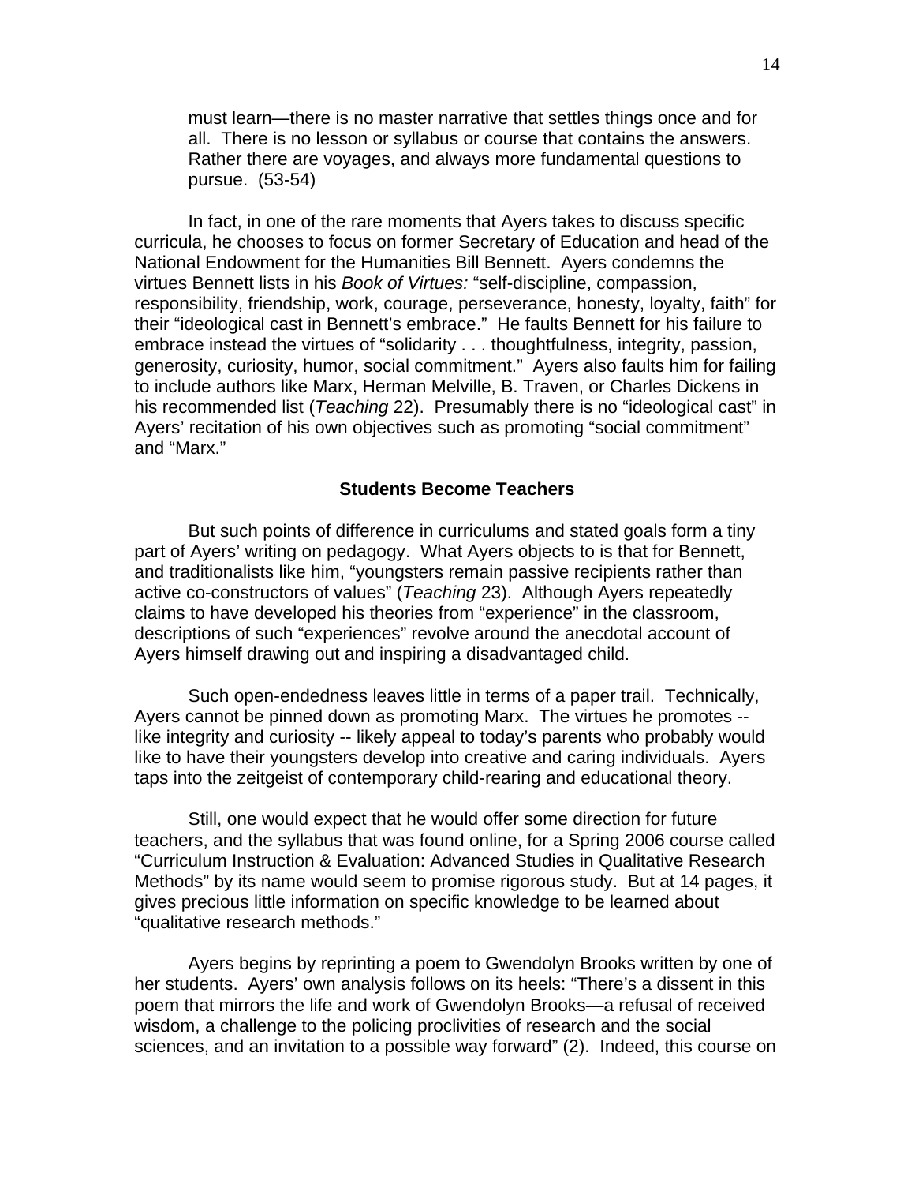> must learn—there is no master narrative that settles things once and for all. There is no lesson or syllabus or course that contains the answers. Rather there are voyages, and always more fundamental questions to pursue. (53-54)

In fact, in one of the rare moments that Ayers takes to discuss specific curricula, he chooses to focus on former Secretary of Education and head of the National Endowment for the Humanities Bill Bennett. Ayers condemns the virtues Bennett lists in his *Book of Virtues:* "self-discipline, compassion, responsibility, friendship, work, courage, perseverance, honesty, loyalty, faith" for their "ideological cast in Bennett's embrace." He faults Bennett for his failure to embrace instead the virtues of "solidarity . . . thoughtfulness, integrity, passion, generosity, curiosity, humor, social commitment." Ayers also faults him for failing to include authors like Marx, Herman Melville, B. Traven, or Charles Dickens in his recommended list (*Teaching* 22). Presumably there is no "ideological cast" in Ayers' recitation of his own objectives such as promoting "social commitment" and "Marx."

## Students Become Teachers

But such points of difference in curriculums and stated goals form a tiny part of Ayers' writing on pedagogy. What Ayers objects to is that for Bennett, and traditionalists like him, "youngsters remain passive recipients rather than active co-constructors of values" (*Teaching* 23). Although Ayers repeatedly claims to have developed his theories from "experience" in the classroom, descriptions of such "experiences" revolve around the anecdotal account of Ayers himself drawing out and inspiring a disadvantaged child.

Such open-endedness leaves little in terms of a paper trail. Technically, Ayers cannot be pinned down as promoting Marx. The virtues he promotes -- like integrity and curiosity -- likely appeal to today's parents who probably would like to have their youngsters develop into creative and caring individuals. Ayers taps into the zeitgeist of contemporary child-rearing and educational theory.

Still, one would expect that he would offer some direction for future teachers, and the syllabus that was found online, for a Spring 2006 course called "Curriculum Instruction & Evaluation: Advanced Studies in Qualitative Research Methods" by its name would seem to promise rigorous study. But at 14 pages, it gives precious little information on specific knowledge to be learned about "qualitative research methods."

Ayers begins by reprinting a poem to Gwendolyn Brooks written by one of her students. Ayers' own analysis follows on its heels: "There's a dissent in this poem that mirrors the life and work of Gwendolyn Brooks—a refusal of received wisdom, a challenge to the policing proclivities of research and the social sciences, and an invitation to a possible way forward" (2). Indeed, this course on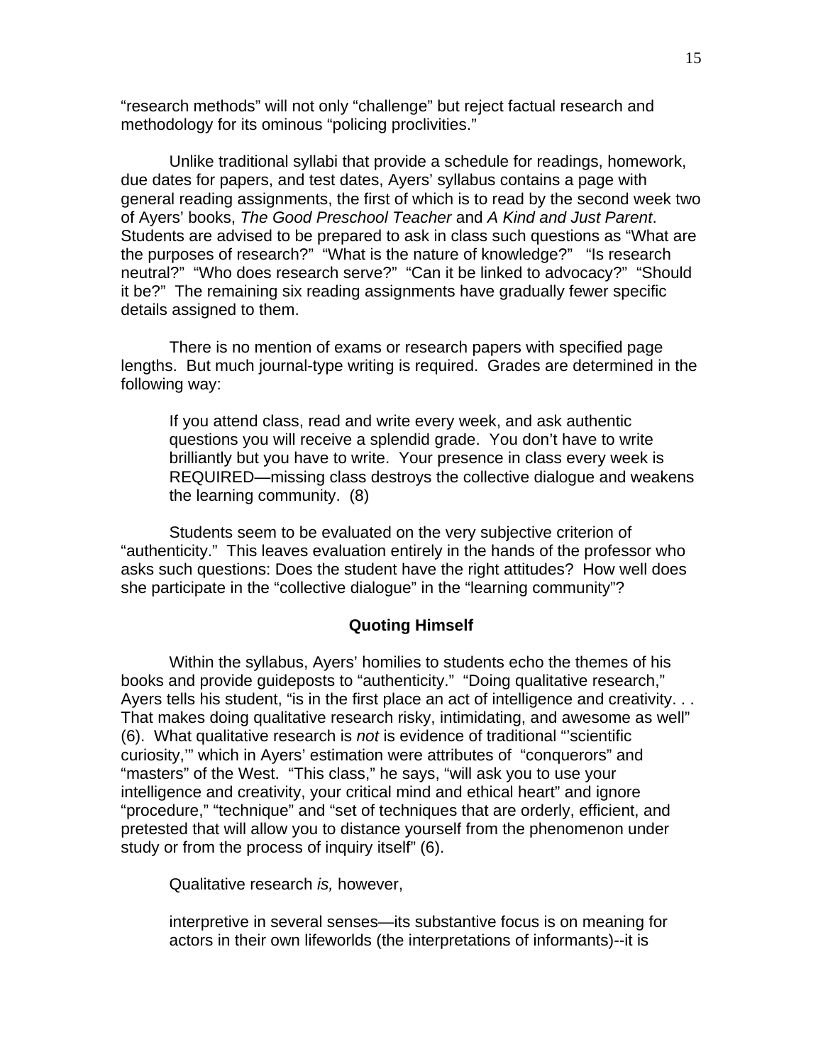"research methods" will not only "challenge" but reject factual research and methodology for its ominous "policing proclivities."

Unlike traditional syllabi that provide a schedule for readings, homework, due dates for papers, and test dates, Ayers' syllabus contains a page with general reading assignments, the first of which is to read by the second week two of Ayers' books, *The Good Preschool Teacher* and *A Kind and Just Parent*. Students are advised to be prepared to ask in class such questions as "What are the purposes of research?" "What is the nature of knowledge?" "Is research neutral?" "Who does research serve?" "Can it be linked to advocacy?" "Should it be?" The remaining six reading assignments have gradually fewer specific details assigned to them.

There is no mention of exams or research papers with specified page lengths. But much journal-type writing is required. Grades are determined in the following way:

> If you attend class, read and write every week, and ask authentic questions you will receive a splendid grade. You don't have to write brilliantly but you have to write. Your presence in class every week is REQUIRED—missing class destroys the collective dialogue and weakens the learning community. (8)

Students seem to be evaluated on the very subjective criterion of "authenticity." This leaves evaluation entirely in the hands of the professor who asks such questions: Does the student have the right attitudes? How well does she participate in the "collective dialogue" in the "learning community"?

### Quoting Himself

Within the syllabus, Ayers' homilies to students echo the themes of his books and provide guideposts to "authenticity." "Doing qualitative research," Ayers tells his student, "is in the first place an act of intelligence and creativity. . . That makes doing qualitative research risky, intimidating, and awesome as well" (6). What qualitative research is *not* is evidence of traditional "'scientific curiosity,'" which in Ayers' estimation were attributes of "conquerors" and "masters" of the West. "This class," he says, "will ask you to use your intelligence and creativity, your critical mind and ethical heart" and ignore "procedure," "technique" and "set of techniques that are orderly, efficient, and pretested that will allow you to distance yourself from the phenomenon under study or from the process of inquiry itself" (6).

Qualitative research *is,* however,

> interpretive in several senses—its substantive focus is on meaning for actors in their own lifeworlds (the interpretations of informants)--it is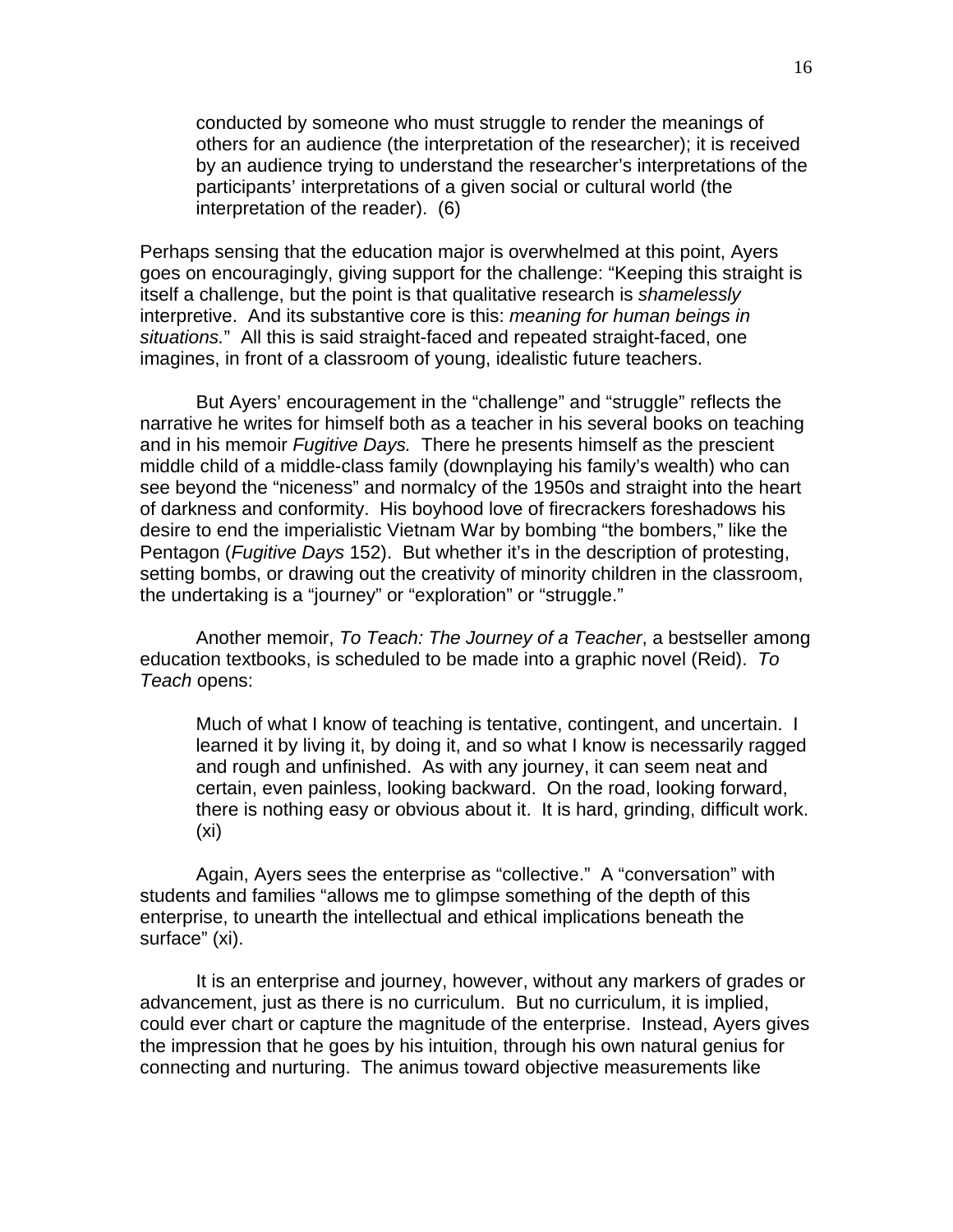> conducted by someone who must struggle to render the meanings of others for an audience (the interpretation of the researcher); it is received by an audience trying to understand the researcher's interpretations of the participants' interpretations of a given social or cultural world (the interpretation of the reader). (6)

Perhaps sensing that the education major is overwhelmed at this point, Ayers goes on encouragingly, giving support for the challenge: "Keeping this straight is itself a challenge, but the point is that qualitative research is *shamelessly* interpretive. And its substantive core is this: *meaning for human beings in situations.*" All this is said straight-faced and repeated straight-faced, one imagines, in front of a classroom of young, idealistic future teachers.

But Ayers' encouragement in the "challenge" and "struggle" reflects the narrative he writes for himself both as a teacher in his several books on teaching and in his memoir *Fugitive Days.* There he presents himself as the prescient middle child of a middle-class family (downplaying his family's wealth) who can see beyond the "niceness" and normalcy of the 1950s and straight into the heart of darkness and conformity. His boyhood love of firecrackers foreshadows his desire to end the imperialistic Vietnam War by bombing "the bombers," like the Pentagon (*Fugitive Days* 152). But whether it's in the description of protesting, setting bombs, or drawing out the creativity of minority children in the classroom, the undertaking is a "journey" or "exploration" or "struggle."

Another memoir, *To Teach: The Journey of a Teacher*, a bestseller among education textbooks, is scheduled to be made into a graphic novel (Reid). *To Teach* opens:

> Much of what I know of teaching is tentative, contingent, and uncertain. I learned it by living it, by doing it, and so what I know is necessarily ragged and rough and unfinished. As with any journey, it can seem neat and certain, even painless, looking backward. On the road, looking forward, there is nothing easy or obvious about it. It is hard, grinding, difficult work. (xi)

Again, Ayers sees the enterprise as "collective." A "conversation" with students and families "allows me to glimpse something of the depth of this enterprise, to unearth the intellectual and ethical implications beneath the surface" (xi).

It is an enterprise and journey, however, without any markers of grades or advancement, just as there is no curriculum. But no curriculum, it is implied, could ever chart or capture the magnitude of the enterprise. Instead, Ayers gives the impression that he goes by his intuition, through his own natural genius for connecting and nurturing. The animus toward objective measurements like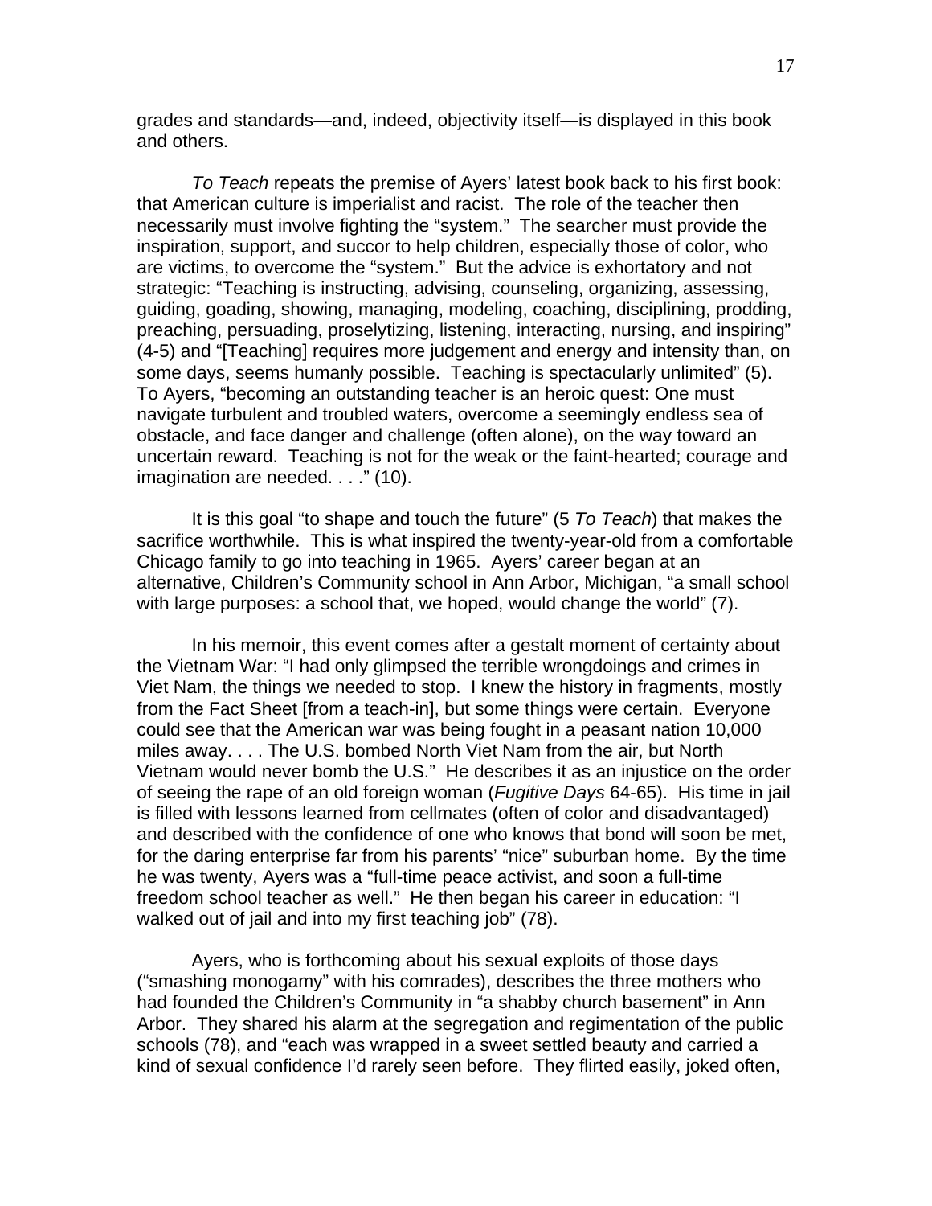grades and standards—and, indeed, objectivity itself—is displayed in this book and others.

*To Teach* repeats the premise of Ayers' latest book back to his first book: that American culture is imperialist and racist. The role of the teacher then necessarily must involve fighting the "system." The searcher must provide the inspiration, support, and succor to help children, especially those of color, who are victims, to overcome the "system." But the advice is exhortatory and not strategic: "Teaching is instructing, advising, counseling, organizing, assessing, guiding, goading, showing, managing, modeling, coaching, disciplining, prodding, preaching, persuading, proselytizing, listening, interacting, nursing, and inspiring" (4-5) and "[Teaching] requires more judgement and energy and intensity than, on some days, seems humanly possible. Teaching is spectacularly unlimited" (5). To Ayers, "becoming an outstanding teacher is an heroic quest: One must navigate turbulent and troubled waters, overcome a seemingly endless sea of obstacle, and face danger and challenge (often alone), on the way toward an uncertain reward. Teaching is not for the weak or the faint-hearted; courage and imagination are needed. . . ." (10).

It is this goal "to shape and touch the future" (5 *To Teach*) that makes the sacrifice worthwhile. This is what inspired the twenty-year-old from a comfortable Chicago family to go into teaching in 1965. Ayers' career began at an alternative, Children's Community school in Ann Arbor, Michigan, "a small school with large purposes: a school that, we hoped, would change the world" (7).

In his memoir, this event comes after a gestalt moment of certainty about the Vietnam War: "I had only glimpsed the terrible wrongdoings and crimes in Viet Nam, the things we needed to stop. I knew the history in fragments, mostly from the Fact Sheet [from a teach-in], but some things were certain. Everyone could see that the American war was being fought in a peasant nation 10,000 miles away. . . . The U.S. bombed North Viet Nam from the air, but North Vietnam would never bomb the U.S." He describes it as an injustice on the order of seeing the rape of an old foreign woman (*Fugitive Days* 64-65). His time in jail is filled with lessons learned from cellmates (often of color and disadvantaged) and described with the confidence of one who knows that bond will soon be met, for the daring enterprise far from his parents' "nice" suburban home. By the time he was twenty, Ayers was a "full-time peace activist, and soon a full-time freedom school teacher as well." He then began his career in education: "I walked out of jail and into my first teaching job" (78).

Ayers, who is forthcoming about his sexual exploits of those days ("smashing monogamy" with his comrades), describes the three mothers who had founded the Children's Community in "a shabby church basement" in Ann Arbor. They shared his alarm at the segregation and regimentation of the public schools (78), and "each was wrapped in a sweet settled beauty and carried a kind of sexual confidence I'd rarely seen before. They flirted easily, joked often,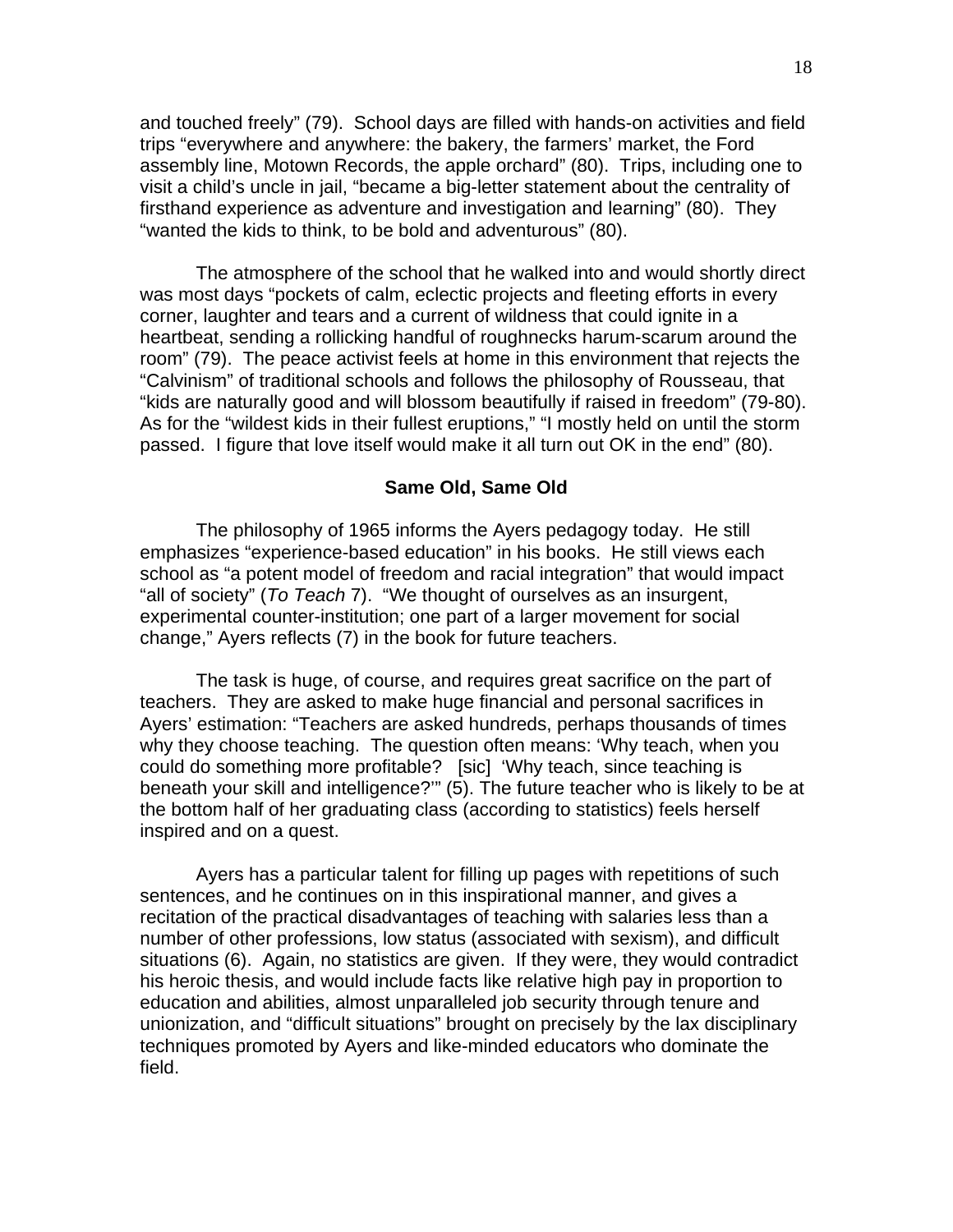and touched freely" (79). School days are filled with hands-on activities and field trips "everywhere and anywhere: the bakery, the farmers' market, the Ford assembly line, Motown Records, the apple orchard" (80). Trips, including one to visit a child's uncle in jail, "became a big-letter statement about the centrality of firsthand experience as adventure and investigation and learning" (80). They "wanted the kids to think, to be bold and adventurous" (80).

The atmosphere of the school that he walked into and would shortly direct was most days "pockets of calm, eclectic projects and fleeting efforts in every corner, laughter and tears and a current of wildness that could ignite in a heartbeat, sending a rollicking handful of roughnecks harum-scarum around the room" (79). The peace activist feels at home in this environment that rejects the "Calvinism" of traditional schools and follows the philosophy of Rousseau, that "kids are naturally good and will blossom beautifully if raised in freedom" (79-80). As for the "wildest kids in their fullest eruptions," "I mostly held on until the storm passed. I figure that love itself would make it all turn out OK in the end" (80).

## Same Old, Same Old

The philosophy of 1965 informs the Ayers pedagogy today. He still emphasizes "experience-based education" in his books. He still views each school as "a potent model of freedom and racial integration" that would impact "all of society" (*To Teach* 7). "We thought of ourselves as an insurgent, experimental counter-institution; one part of a larger movement for social change," Ayers reflects (7) in the book for future teachers.

The task is huge, of course, and requires great sacrifice on the part of teachers. They are asked to make huge financial and personal sacrifices in Ayers' estimation: "Teachers are asked hundreds, perhaps thousands of times why they choose teaching. The question often means: 'Why teach, when you could do something more profitable? [sic] 'Why teach, since teaching is beneath your skill and intelligence?'" (5). The future teacher who is likely to be at the bottom half of her graduating class (according to statistics) feels herself inspired and on a quest.

Ayers has a particular talent for filling up pages with repetitions of such sentences, and he continues on in this inspirational manner, and gives a recitation of the practical disadvantages of teaching with salaries less than a number of other professions, low status (associated with sexism), and difficult situations (6). Again, no statistics are given. If they were, they would contradict his heroic thesis, and would include facts like relative high pay in proportion to education and abilities, almost unparalleled job security through tenure and unionization, and "difficult situations" brought on precisely by the lax disciplinary techniques promoted by Ayers and like-minded educators who dominate the field.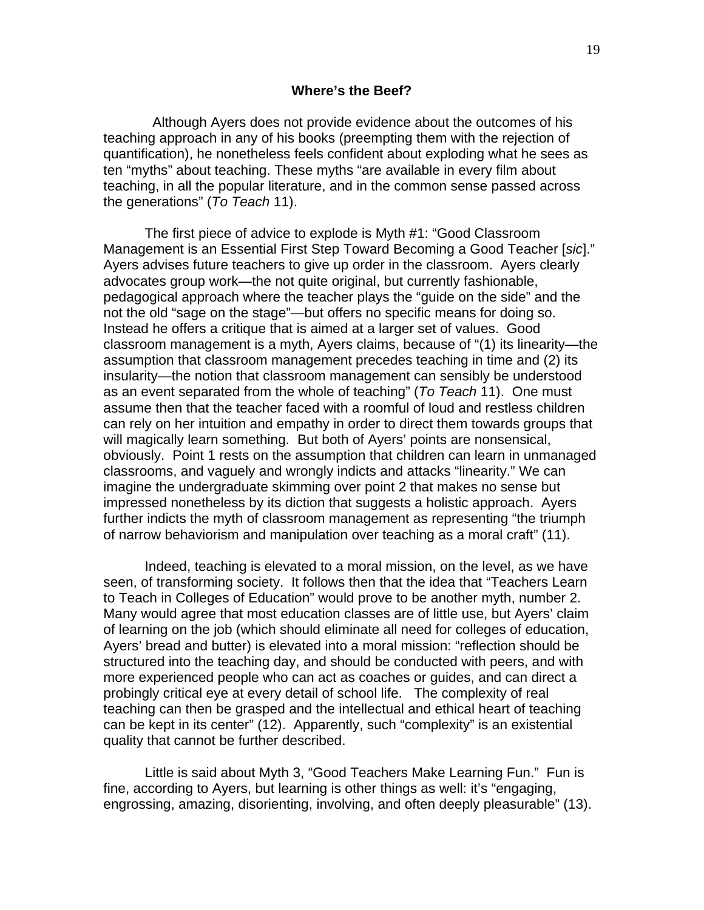### Where's the Beef?

Although Ayers does not provide evidence about the outcomes of his teaching approach in any of his books (preempting them with the rejection of quantification), he nonetheless feels confident about exploding what he sees as ten "myths" about teaching. These myths "are available in every film about teaching, in all the popular literature, and in the common sense passed across the generations" (*To Teach* 11).

The first piece of advice to explode is Myth #1: "Good Classroom Management is an Essential First Step Toward Becoming a Good Teacher [*sic*]." Ayers advises future teachers to give up order in the classroom. Ayers clearly advocates group work—the not quite original, but currently fashionable, pedagogical approach where the teacher plays the "guide on the side" and the not the old "sage on the stage"—but offers no specific means for doing so. Instead he offers a critique that is aimed at a larger set of values. Good classroom management is a myth, Ayers claims, because of "(1) its linearity—the assumption that classroom management precedes teaching in time and (2) its insularity—the notion that classroom management can sensibly be understood as an event separated from the whole of teaching" (*To Teach* 11). One must assume then that the teacher faced with a roomful of loud and restless children can rely on her intuition and empathy in order to direct them towards groups that will magically learn something. But both of Ayers' points are nonsensical, obviously. Point 1 rests on the assumption that children can learn in unmanaged classrooms, and vaguely and wrongly indicts and attacks "linearity." We can imagine the undergraduate skimming over point 2 that makes no sense but impressed nonetheless by its diction that suggests a holistic approach. Ayers further indicts the myth of classroom management as representing "the triumph of narrow behaviorism and manipulation over teaching as a moral craft" (11).

Indeed, teaching is elevated to a moral mission, on the level, as we have seen, of transforming society. It follows then that the idea that "Teachers Learn to Teach in Colleges of Education" would prove to be another myth, number 2. Many would agree that most education classes are of little use, but Ayers' claim of learning on the job (which should eliminate all need for colleges of education, Ayers' bread and butter) is elevated into a moral mission: "reflection should be structured into the teaching day, and should be conducted with peers, and with more experienced people who can act as coaches or guides, and can direct a probingly critical eye at every detail of school life. The complexity of real teaching can then be grasped and the intellectual and ethical heart of teaching can be kept in its center" (12). Apparently, such "complexity" is an existential quality that cannot be further described.

Little is said about Myth 3, "Good Teachers Make Learning Fun." Fun is fine, according to Ayers, but learning is other things as well: it's "engaging, engrossing, amazing, disorienting, involving, and often deeply pleasurable" (13).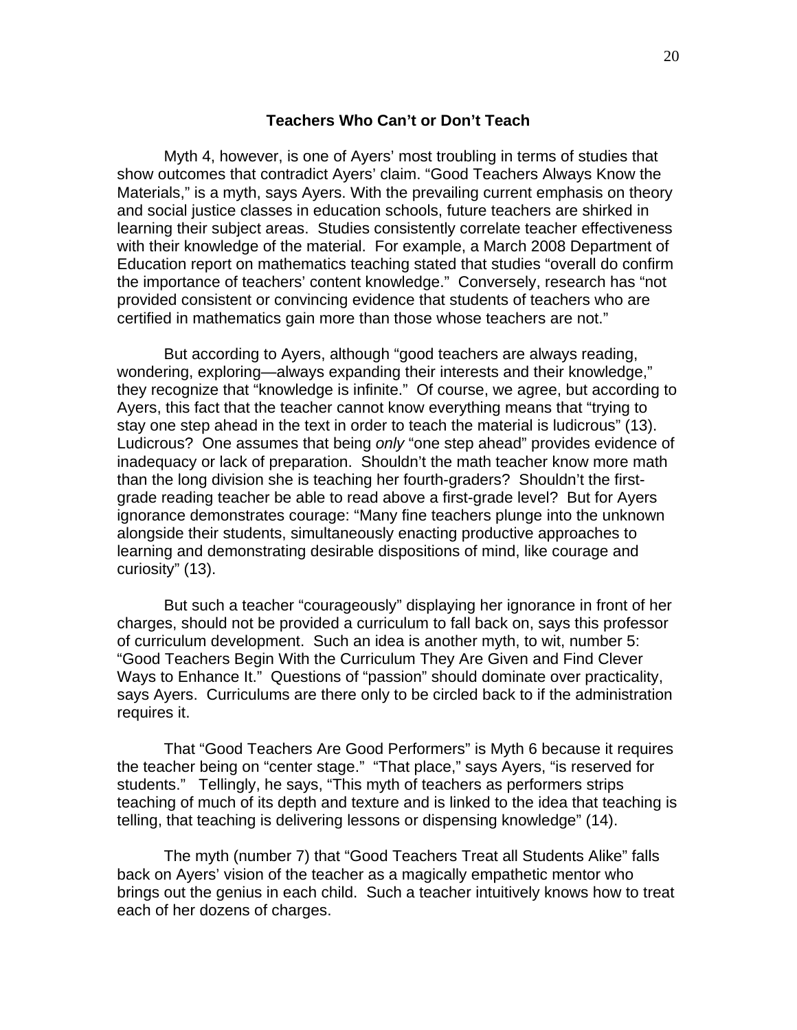## Teachers Who Can't or Don't Teach

Myth 4, however, is one of Ayers' most troubling in terms of studies that show outcomes that contradict Ayers' claim. "Good Teachers Always Know the Materials," is a myth, says Ayers. With the prevailing current emphasis on theory and social justice classes in education schools, future teachers are shirked in learning their subject areas. Studies consistently correlate teacher effectiveness with their knowledge of the material. For example, a March 2008 Department of Education report on mathematics teaching stated that studies "overall do confirm the importance of teachers' content knowledge." Conversely, research has "not provided consistent or convincing evidence that students of teachers who are certified in mathematics gain more than those whose teachers are not."

But according to Ayers, although "good teachers are always reading, wondering, exploring—always expanding their interests and their knowledge," they recognize that "knowledge is infinite." Of course, we agree, but according to Ayers, this fact that the teacher cannot know everything means that "trying to stay one step ahead in the text in order to teach the material is ludicrous" (13). Ludicrous? One assumes that being *only* "one step ahead" provides evidence of inadequacy or lack of preparation. Shouldn't the math teacher know more math than the long division she is teaching her fourth-graders? Shouldn't the first-grade reading teacher be able to read above a first-grade level? But for Ayers ignorance demonstrates courage: "Many fine teachers plunge into the unknown alongside their students, simultaneously enacting productive approaches to learning and demonstrating desirable dispositions of mind, like courage and curiosity" (13).

But such a teacher "courageously" displaying her ignorance in front of her charges, should not be provided a curriculum to fall back on, says this professor of curriculum development. Such an idea is another myth, to wit, number 5: "Good Teachers Begin With the Curriculum They Are Given and Find Clever Ways to Enhance It." Questions of "passion" should dominate over practicality, says Ayers. Curriculums are there only to be circled back to if the administration requires it.

That "Good Teachers Are Good Performers" is Myth 6 because it requires the teacher being on "center stage." "That place," says Ayers, "is reserved for students." Tellingly, he says, "This myth of teachers as performers strips teaching of much of its depth and texture and is linked to the idea that teaching is telling, that teaching is delivering lessons or dispensing knowledge" (14).

The myth (number 7) that "Good Teachers Treat all Students Alike" falls back on Ayers' vision of the teacher as a magically empathetic mentor who brings out the genius in each child. Such a teacher intuitively knows how to treat each of her dozens of charges.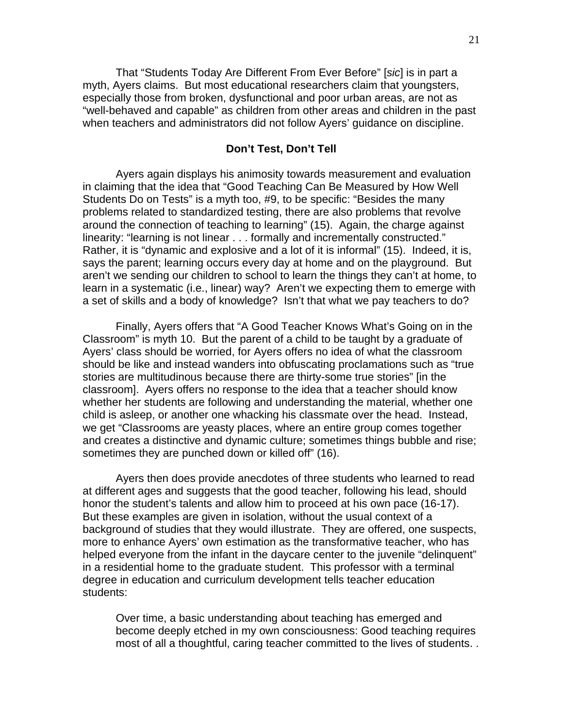That "Students Today Are Different From Ever Before" [*sic*] is in part a myth, Ayers claims. But most educational researchers claim that youngsters, especially those from broken, dysfunctional and poor urban areas, are not as "well-behaved and capable" as children from other areas and children in the past when teachers and administrators did not follow Ayers' guidance on discipline.

**Don't Test, Don't Tell**

Ayers again displays his animosity towards measurement and evaluation in claiming that the idea that "Good Teaching Can Be Measured by How Well Students Do on Tests" is a myth too, #9, to be specific: "Besides the many problems related to standardized testing, there are also problems that revolve around the connection of teaching to learning" (15). Again, the charge against linearity: "learning is not linear . . . formally and incrementally constructed." Rather, it is "dynamic and explosive and a lot of it is informal" (15). Indeed, it is, says the parent; learning occurs every day at home and on the playground. But aren't we sending our children to school to learn the things they can't at home, to learn in a systematic (i.e., linear) way? Aren't we expecting them to emerge with a set of skills and a body of knowledge? Isn't that what we pay teachers to do?

Finally, Ayers offers that "A Good Teacher Knows What's Going on in the Classroom" is myth 10. But the parent of a child to be taught by a graduate of Ayers' class should be worried, for Ayers offers no idea of what the classroom should be like and instead wanders into obfuscating proclamations such as "true stories are multitudinous because there are thirty-some true stories" [in the classroom]. Ayers offers no response to the idea that a teacher should know whether her students are following and understanding the material, whether one child is asleep, or another one whacking his classmate over the head. Instead, we get "Classrooms are yeasty places, where an entire group comes together and creates a distinctive and dynamic culture; sometimes things bubble and rise; sometimes they are punched down or killed off" (16).

Ayers then does provide anecdotes of three students who learned to read at different ages and suggests that the good teacher, following his lead, should honor the student's talents and allow him to proceed at his own pace (16-17). But these examples are given in isolation, without the usual context of a background of studies that they would illustrate. They are offered, one suspects, more to enhance Ayers' own estimation as the transformative teacher, who has helped everyone from the infant in the daycare center to the juvenile "delinquent" in a residential home to the graduate student. This professor with a terminal degree in education and curriculum development tells teacher education students:

> Over time, a basic understanding about teaching has emerged and become deeply etched in my own consciousness: Good teaching requires most of all a thoughtful, caring teacher committed to the lives of students. .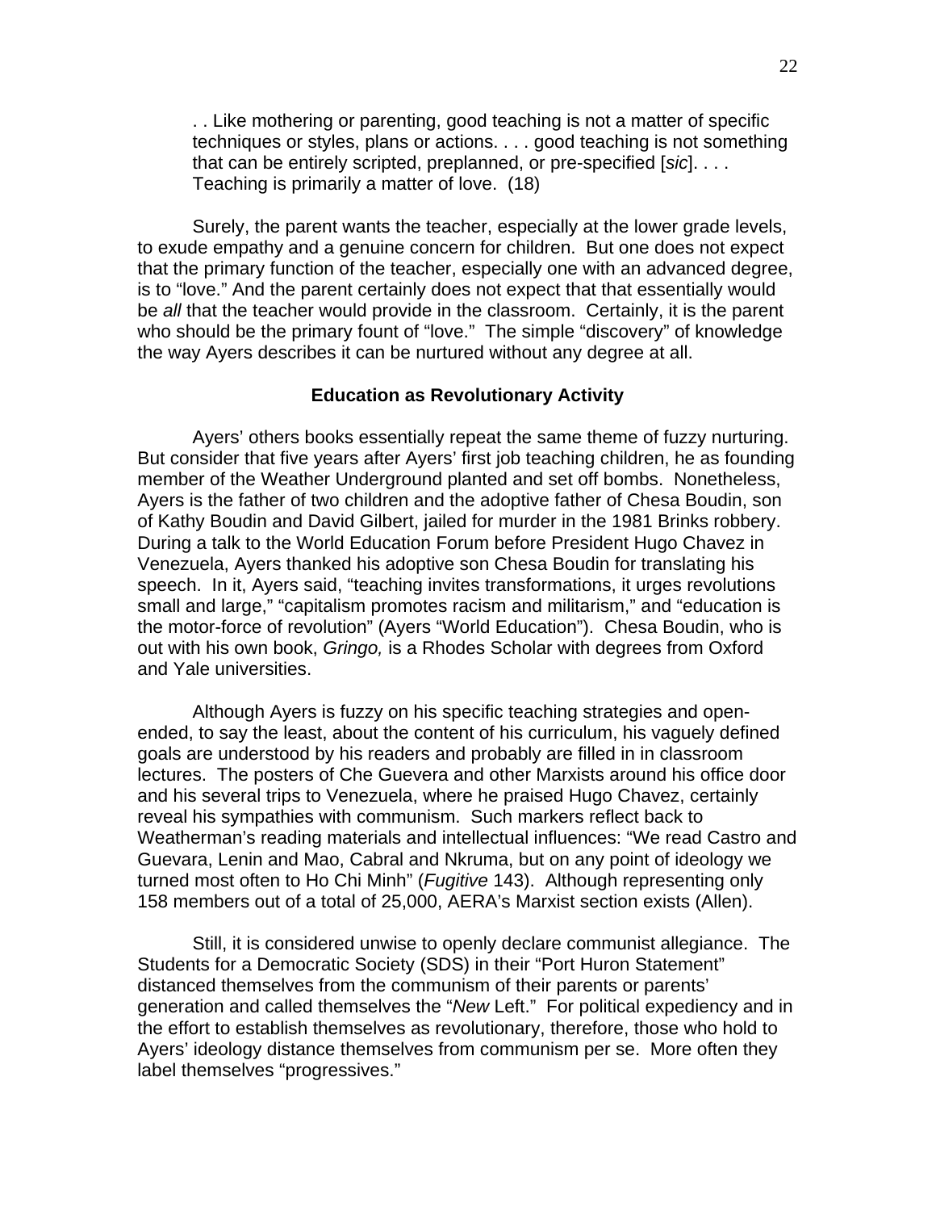> . . Like mothering or parenting, good teaching is not a matter of specific techniques or styles, plans or actions. . . . good teaching is not something that can be entirely scripted, preplanned, or pre-specified [*sic*]. . . . Teaching is primarily a matter of love. (18)

Surely, the parent wants the teacher, especially at the lower grade levels, to exude empathy and a genuine concern for children. But one does not expect that the primary function of the teacher, especially one with an advanced degree, is to "love." And the parent certainly does not expect that that essentially would be *all* that the teacher would provide in the classroom. Certainly, it is the parent who should be the primary fount of "love." The simple "discovery" of knowledge the way Ayers describes it can be nurtured without any degree at all.

**Education as Revolutionary Activity**

Ayers' others books essentially repeat the same theme of fuzzy nurturing. But consider that five years after Ayers' first job teaching children, he as founding member of the Weather Underground planted and set off bombs. Nonetheless, Ayers is the father of two children and the adoptive father of Chesa Boudin, son of Kathy Boudin and David Gilbert, jailed for murder in the 1981 Brinks robbery. During a talk to the World Education Forum before President Hugo Chavez in Venezuela, Ayers thanked his adoptive son Chesa Boudin for translating his speech. In it, Ayers said, "teaching invites transformations, it urges revolutions small and large," "capitalism promotes racism and militarism," and "education is the motor-force of revolution" (Ayers "World Education"). Chesa Boudin, who is out with his own book, *Gringo,* is a Rhodes Scholar with degrees from Oxford and Yale universities.

Although Ayers is fuzzy on his specific teaching strategies and open-ended, to say the least, about the content of his curriculum, his vaguely defined goals are understood by his readers and probably are filled in in classroom lectures. The posters of Che Guevera and other Marxists around his office door and his several trips to Venezuela, where he praised Hugo Chavez, certainly reveal his sympathies with communism. Such markers reflect back to Weatherman's reading materials and intellectual influences: "We read Castro and Guevara, Lenin and Mao, Cabral and Nkruma, but on any point of ideology we turned most often to Ho Chi Minh" (*Fugitive* 143). Although representing only 158 members out of a total of 25,000, AERA's Marxist section exists (Allen).

Still, it is considered unwise to openly declare communist allegiance. The Students for a Democratic Society (SDS) in their "Port Huron Statement" distanced themselves from the communism of their parents or parents' generation and called themselves the "*New* Left." For political expediency and in the effort to establish themselves as revolutionary, therefore, those who hold to Ayers' ideology distance themselves from communism per se. More often they label themselves "progressives."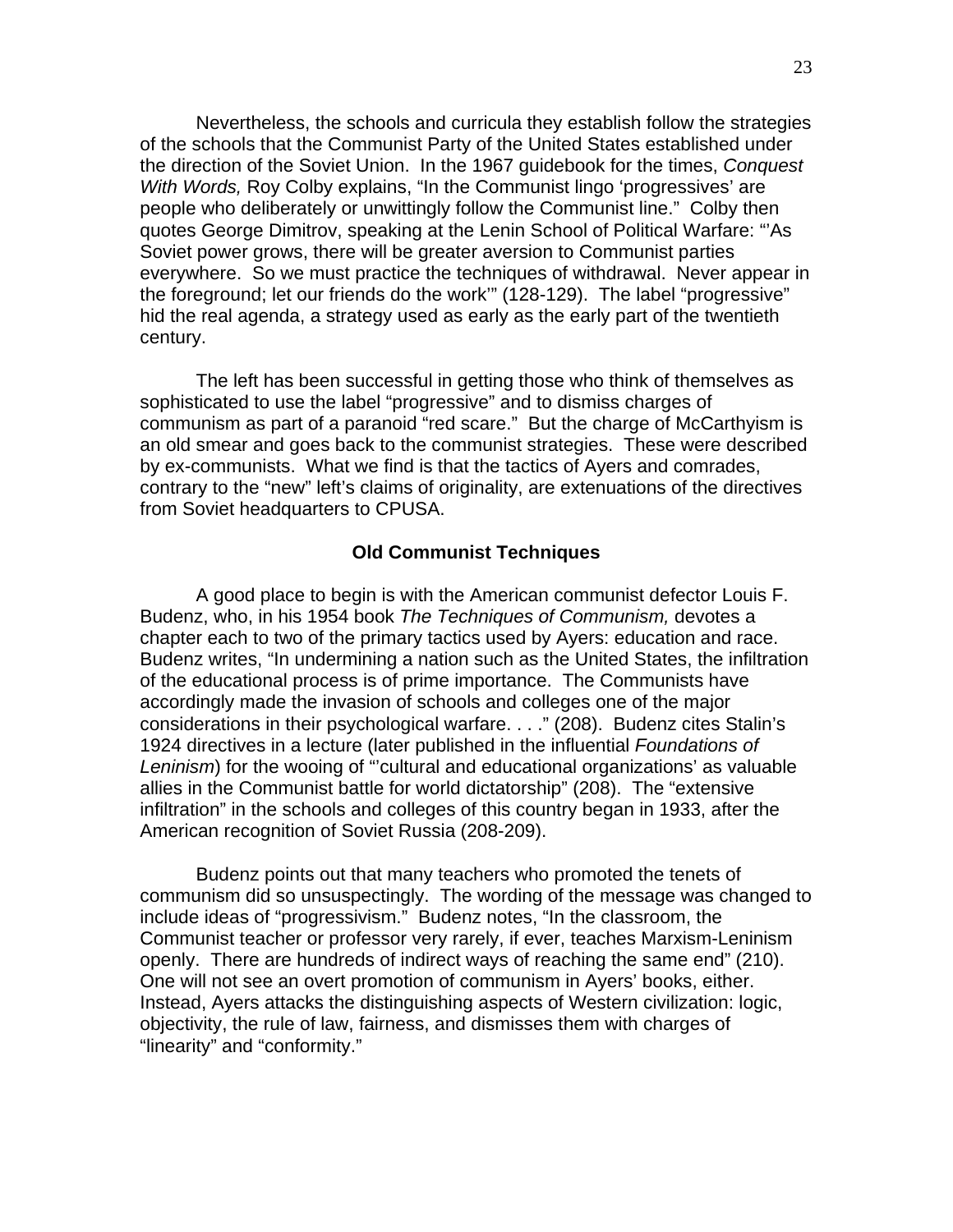Nevertheless, the schools and curricula they establish follow the strategies of the schools that the Communist Party of the United States established under the direction of the Soviet Union. In the 1967 guidebook for the times, *Conquest With Words,* Roy Colby explains, “In the Communist lingo ‘progressives’ are people who deliberately or unwittingly follow the Communist line.” Colby then quotes George Dimitrov, speaking at the Lenin School of Political Warfare: “’As Soviet power grows, there will be greater aversion to Communist parties everywhere. So we must practice the techniques of withdrawal. Never appear in the foreground; let our friends do the work’” (128-129). The label “progressive” hid the real agenda, a strategy used as early as the early part of the twentieth century.

The left has been successful in getting those who think of themselves as sophisticated to use the label “progressive” and to dismiss charges of communism as part of a paranoid “red scare.” But the charge of McCarthyism is an old smear and goes back to the communist strategies. These were described by ex-communists. What we find is that the tactics of Ayers and comrades, contrary to the “new” left’s claims of originality, are extenuations of the directives from Soviet headquarters to CPUSA.

## Old Communist Techniques

A good place to begin is with the American communist defector Louis F. Budenz, who, in his 1954 book *The Techniques of Communism,* devotes a chapter each to two of the primary tactics used by Ayers: education and race. Budenz writes, “In undermining a nation such as the United States, the infiltration of the educational process is of prime importance. The Communists have accordingly made the invasion of schools and colleges one of the major considerations in their psychological warfare. . . .” (208). Budenz cites Stalin’s 1924 directives in a lecture (later published in the influential *Foundations of Leninism*) for the wooing of “’cultural and educational organizations’ as valuable allies in the Communist battle for world dictatorship” (208). The “extensive infiltration” in the schools and colleges of this country began in 1933, after the American recognition of Soviet Russia (208-209).

Budenz points out that many teachers who promoted the tenets of communism did so unsuspectingly. The wording of the message was changed to include ideas of “progressivism.” Budenz notes, “In the classroom, the Communist teacher or professor very rarely, if ever, teaches Marxism-Leninism openly. There are hundreds of indirect ways of reaching the same end” (210). One will not see an overt promotion of communism in Ayers’ books, either. Instead, Ayers attacks the distinguishing aspects of Western civilization: logic, objectivity, the rule of law, fairness, and dismisses them with charges of “linearity” and “conformity.”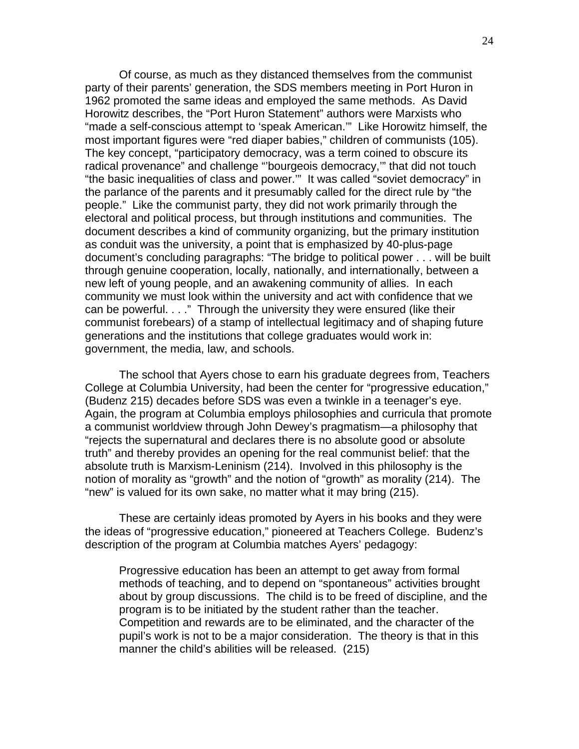Of course, as much as they distanced themselves from the communist party of their parents' generation, the SDS members meeting in Port Huron in 1962 promoted the same ideas and employed the same methods. As David Horowitz describes, the "Port Huron Statement" authors were Marxists who "made a self-conscious attempt to 'speak American.'" Like Horowitz himself, the most important figures were "red diaper babies," children of communists (105). The key concept, "participatory democracy, was a term coined to obscure its radical provenance" and challenge "'bourgeois democracy,'" that did not touch "the basic inequalities of class and power.'" It was called "soviet democracy" in the parlance of the parents and it presumably called for the direct rule by "the people." Like the communist party, they did not work primarily through the electoral and political process, but through institutions and communities. The document describes a kind of community organizing, but the primary institution as conduit was the university, a point that is emphasized by 40-plus-page document's concluding paragraphs: "The bridge to political power . . . will be built through genuine cooperation, locally, nationally, and internationally, between a new left of young people, and an awakening community of allies. In each community we must look within the university and act with confidence that we can be powerful. . . ." Through the university they were ensured (like their communist forebears) of a stamp of intellectual legitimacy and of shaping future generations and the institutions that college graduates would work in: government, the media, law, and schools.

The school that Ayers chose to earn his graduate degrees from, Teachers College at Columbia University, had been the center for "progressive education," (Budenz 215) decades before SDS was even a twinkle in a teenager's eye. Again, the program at Columbia employs philosophies and curricula that promote a communist worldview through John Dewey's pragmatism—a philosophy that "rejects the supernatural and declares there is no absolute good or absolute truth" and thereby provides an opening for the real communist belief: that the absolute truth is Marxism-Leninism (214). Involved in this philosophy is the notion of morality as "growth" and the notion of "growth" as morality (214). The "new" is valued for its own sake, no matter what it may bring (215).

These are certainly ideas promoted by Ayers in his books and they were the ideas of "progressive education," pioneered at Teachers College. Budenz's description of the program at Columbia matches Ayers' pedagogy:

> Progressive education has been an attempt to get away from formal methods of teaching, and to depend on "spontaneous" activities brought about by group discussions. The child is to be freed of discipline, and the program is to be initiated by the student rather than the teacher. Competition and rewards are to be eliminated, and the character of the pupil's work is not to be a major consideration. The theory is that in this manner the child's abilities will be released. (215)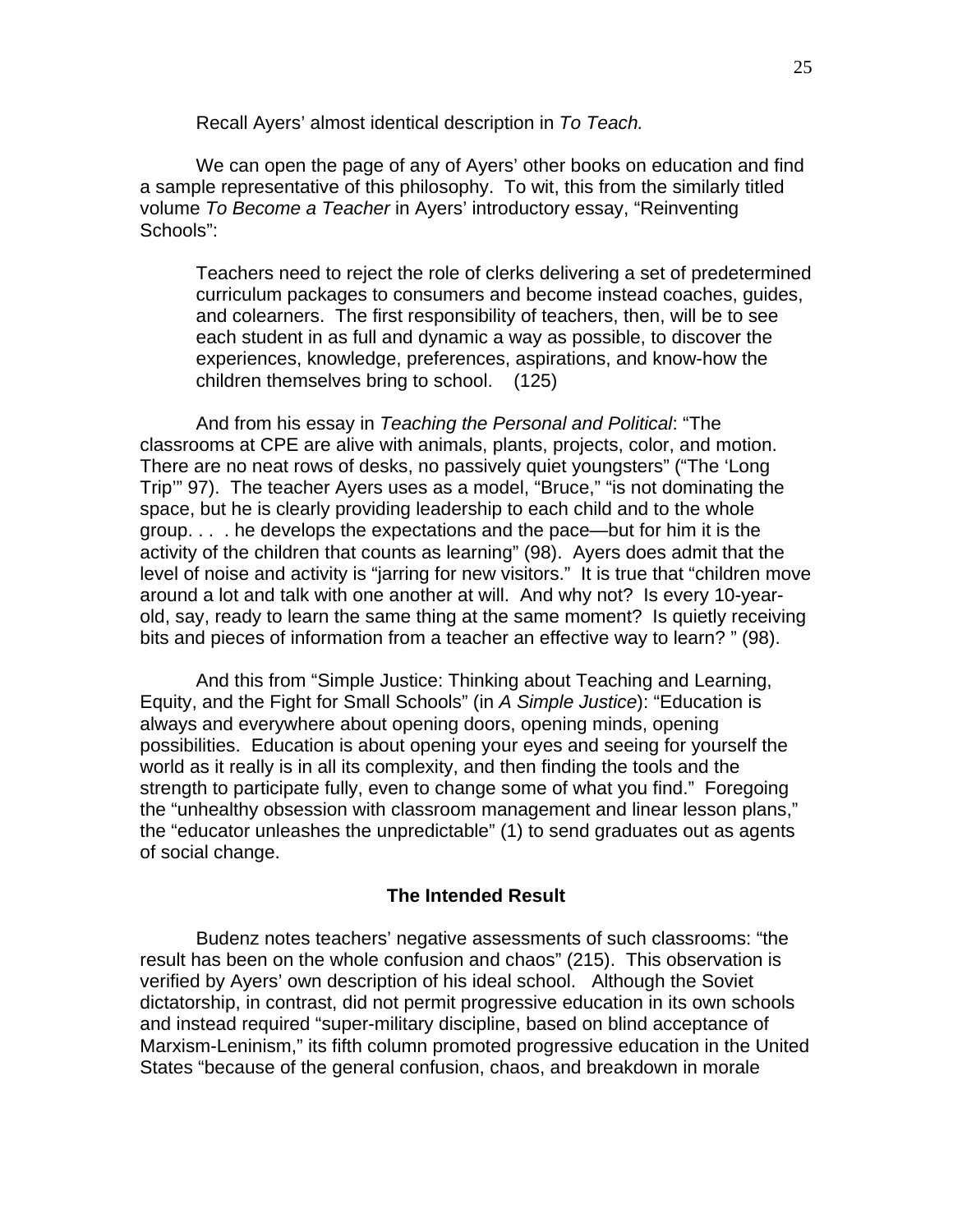Recall Ayers' almost identical description in *To Teach.*

We can open the page of any of Ayers' other books on education and find a sample representative of this philosophy. To wit, this from the similarly titled volume *To Become a Teacher* in Ayers' introductory essay, "Reinventing Schools":

> Teachers need to reject the role of clerks delivering a set of predetermined curriculum packages to consumers and become instead coaches, guides, and colearners. The first responsibility of teachers, then, will be to see each student in as full and dynamic a way as possible, to discover the experiences, knowledge, preferences, aspirations, and know-how the children themselves bring to school. (125)

And from his essay in *Teaching the Personal and Political*: "The classrooms at CPE are alive with animals, plants, projects, color, and motion. There are no neat rows of desks, no passively quiet youngsters" ("The 'Long Trip'" 97). The teacher Ayers uses as a model, "Bruce," "is not dominating the space, but he is clearly providing leadership to each child and to the whole group. . . . he develops the expectations and the pace—but for him it is the activity of the children that counts as learning" (98). Ayers does admit that the level of noise and activity is "jarring for new visitors." It is true that "children move around a lot and talk with one another at will. And why not? Is every 10-year-old, say, ready to learn the same thing at the same moment? Is quietly receiving bits and pieces of information from a teacher an effective way to learn? " (98).

And this from "Simple Justice: Thinking about Teaching and Learning, Equity, and the Fight for Small Schools" (in *A Simple Justice*): "Education is always and everywhere about opening doors, opening minds, opening possibilities. Education is about opening your eyes and seeing for yourself the world as it really is in all its complexity, and then finding the tools and the strength to participate fully, even to change some of what you find." Foregoing the "unhealthy obsession with classroom management and linear lesson plans," the "educator unleashes the unpredictable" (1) to send graduates out as agents of social change.

## The Intended Result

Budenz notes teachers' negative assessments of such classrooms: "the result has been on the whole confusion and chaos" (215). This observation is verified by Ayers' own description of his ideal school. Although the Soviet dictatorship, in contrast, did not permit progressive education in its own schools and instead required "super-military discipline, based on blind acceptance of Marxism-Leninism," its fifth column promoted progressive education in the United States "because of the general confusion, chaos, and breakdown in morale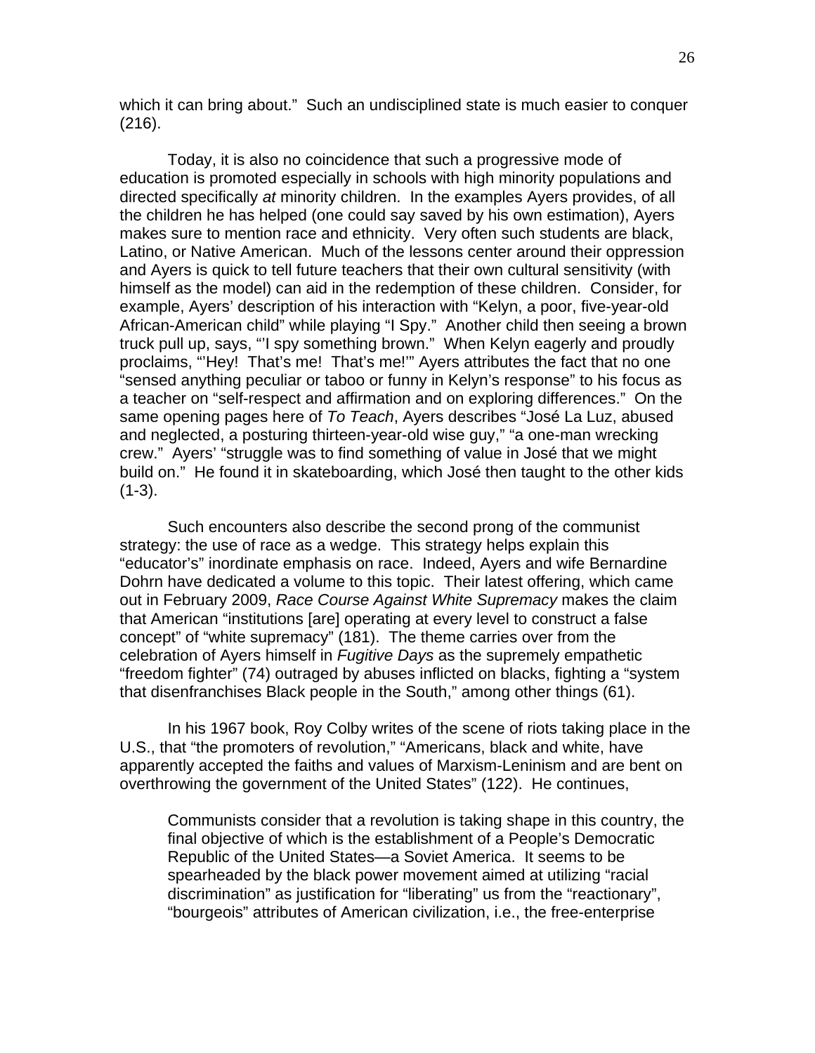which it can bring about." Such an undisciplined state is much easier to conquer (216).

Today, it is also no coincidence that such a progressive mode of education is promoted especially in schools with high minority populations and directed specifically *at* minority children. In the examples Ayers provides, of all the children he has helped (one could say saved by his own estimation), Ayers makes sure to mention race and ethnicity. Very often such students are black, Latino, or Native American. Much of the lessons center around their oppression and Ayers is quick to tell future teachers that their own cultural sensitivity (with himself as the model) can aid in the redemption of these children. Consider, for example, Ayers' description of his interaction with "Kelyn, a poor, five-year-old African-American child" while playing "I Spy." Another child then seeing a brown truck pull up, says, "'I spy something brown." When Kelyn eagerly and proudly proclaims, "'Hey! That's me! That's me!'" Ayers attributes the fact that no one "sensed anything peculiar or taboo or funny in Kelyn's response" to his focus as a teacher on "self-respect and affirmation and on exploring differences." On the same opening pages here of *To Teach*, Ayers describes "José La Luz, abused and neglected, a posturing thirteen-year-old wise guy," "a one-man wrecking crew." Ayers' "struggle was to find something of value in José that we might build on." He found it in skateboarding, which José then taught to the other kids (1-3).

Such encounters also describe the second prong of the communist strategy: the use of race as a wedge. This strategy helps explain this "educator's" inordinate emphasis on race. Indeed, Ayers and wife Bernardine Dohrn have dedicated a volume to this topic. Their latest offering, which came out in February 2009, *Race Course Against White Supremacy* makes the claim that American "institutions [are] operating at every level to construct a false concept" of "white supremacy" (181). The theme carries over from the celebration of Ayers himself in *Fugitive Days* as the supremely empathetic "freedom fighter" (74) outraged by abuses inflicted on blacks, fighting a "system that disenfranchises Black people in the South," among other things (61).

In his 1967 book, Roy Colby writes of the scene of riots taking place in the U.S., that "the promoters of revolution," "Americans, black and white, have apparently accepted the faiths and values of Marxism-Leninism and are bent on overthrowing the government of the United States" (122). He continues,

> Communists consider that a revolution is taking shape in this country, the final objective of which is the establishment of a People's Democratic Republic of the United States—a Soviet America. It seems to be spearheaded by the black power movement aimed at utilizing "racial discrimination" as justification for "liberating" us from the "reactionary", "bourgeois" attributes of American civilization, i.e., the free-enterprise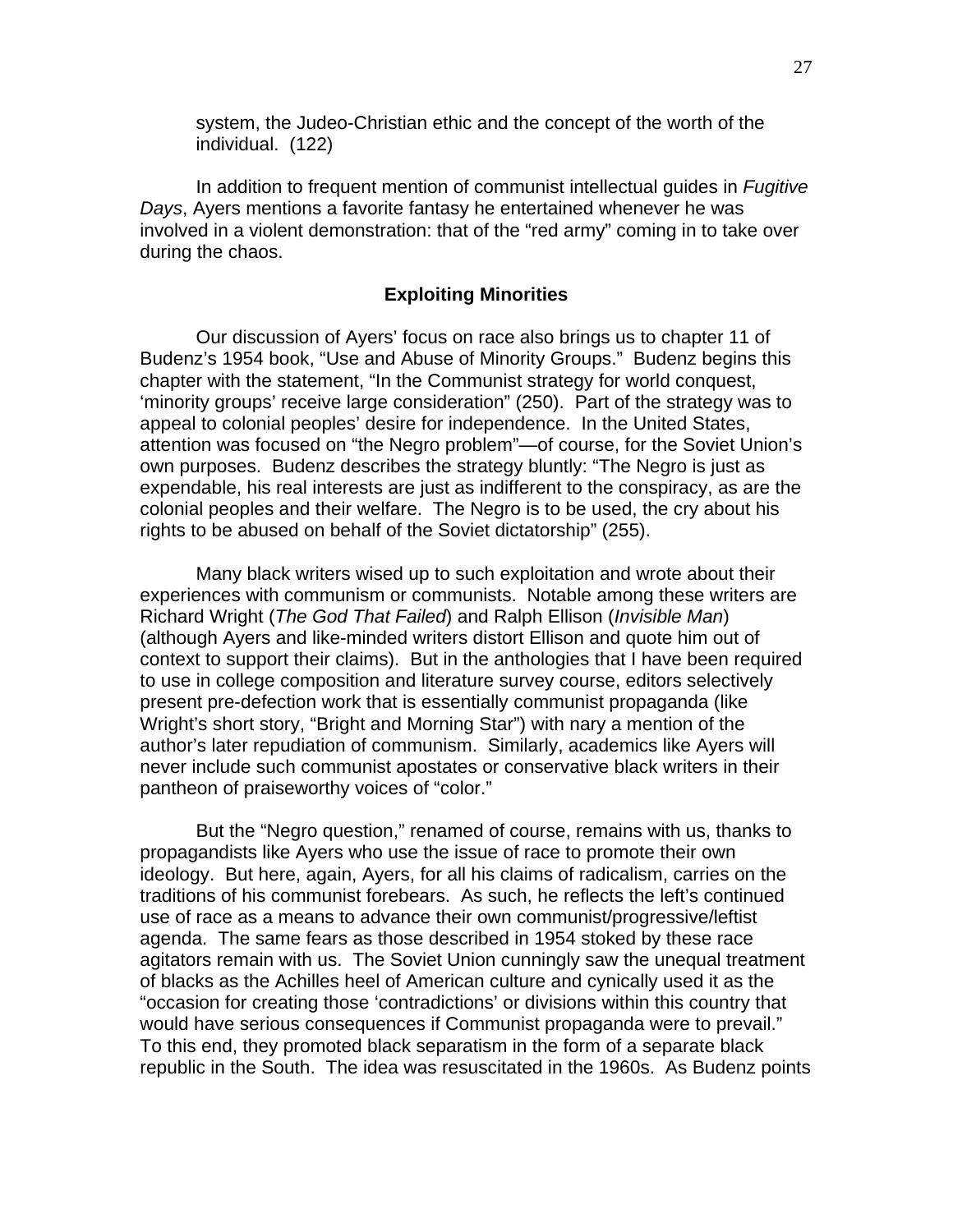system, the Judeo-Christian ethic and the concept of the worth of the individual. (122)

In addition to frequent mention of communist intellectual guides in *Fugitive Days*, Ayers mentions a favorite fantasy he entertained whenever he was involved in a violent demonstration: that of the "red army" coming in to take over during the chaos.

### Exploiting Minorities

Our discussion of Ayers' focus on race also brings us to chapter 11 of Budenz's 1954 book, "Use and Abuse of Minority Groups." Budenz begins this chapter with the statement, "In the Communist strategy for world conquest, 'minority groups' receive large consideration" (250). Part of the strategy was to appeal to colonial peoples' desire for independence. In the United States, attention was focused on "the Negro problem"—of course, for the Soviet Union's own purposes. Budenz describes the strategy bluntly: "The Negro is just as expendable, his real interests are just as indifferent to the conspiracy, as are the colonial peoples and their welfare. The Negro is to be used, the cry about his rights to be abused on behalf of the Soviet dictatorship" (255).

Many black writers wised up to such exploitation and wrote about their experiences with communism or communists. Notable among these writers are Richard Wright (*The God That Failed*) and Ralph Ellison (*Invisible Man*) (although Ayers and like-minded writers distort Ellison and quote him out of context to support their claims). But in the anthologies that I have been required to use in college composition and literature survey course, editors selectively present pre-defection work that is essentially communist propaganda (like Wright's short story, "Bright and Morning Star") with nary a mention of the author's later repudiation of communism. Similarly, academics like Ayers will never include such communist apostates or conservative black writers in their pantheon of praiseworthy voices of "color."

But the "Negro question," renamed of course, remains with us, thanks to propagandists like Ayers who use the issue of race to promote their own ideology. But here, again, Ayers, for all his claims of radicalism, carries on the traditions of his communist forebears. As such, he reflects the left's continued use of race as a means to advance their own communist/progressive/leftist agenda. The same fears as those described in 1954 stoked by these race agitators remain with us. The Soviet Union cunningly saw the unequal treatment of blacks as the Achilles heel of American culture and cynically used it as the "occasion for creating those 'contradictions' or divisions within this country that would have serious consequences if Communist propaganda were to prevail." To this end, they promoted black separatism in the form of a separate black republic in the South. The idea was resuscitated in the 1960s. As Budenz points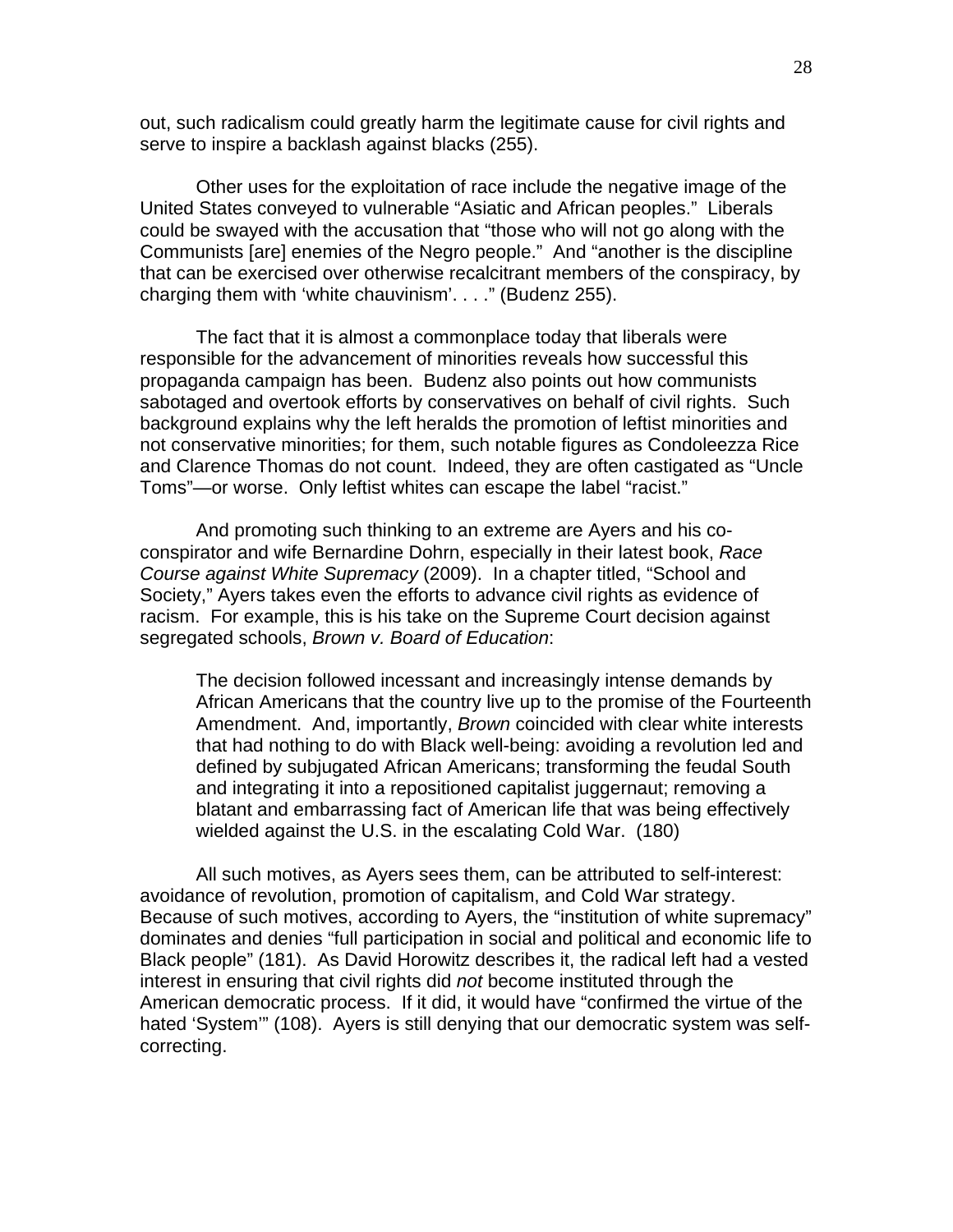out, such radicalism could greatly harm the legitimate cause for civil rights and serve to inspire a backlash against blacks (255).

Other uses for the exploitation of race include the negative image of the United States conveyed to vulnerable “Asiatic and African peoples.” Liberals could be swayed with the accusation that “those who will not go along with the Communists [are] enemies of the Negro people.” And “another is the discipline that can be exercised over otherwise recalcitrant members of the conspiracy, by charging them with ‘white chauvinism’. . . .” (Budenz 255).

The fact that it is almost a commonplace today that liberals were responsible for the advancement of minorities reveals how successful this propaganda campaign has been. Budenz also points out how communists sabotaged and overtook efforts by conservatives on behalf of civil rights. Such background explains why the left heralds the promotion of leftist minorities and not conservative minorities; for them, such notable figures as Condoleezza Rice and Clarence Thomas do not count. Indeed, they are often castigated as “Uncle Toms”—or worse. Only leftist whites can escape the label “racist.”

And promoting such thinking to an extreme are Ayers and his co-conspirator and wife Bernardine Dohrn, especially in their latest book, *Race Course against White Supremacy* (2009). In a chapter titled, “School and Society,” Ayers takes even the efforts to advance civil rights as evidence of racism. For example, this is his take on the Supreme Court decision against segregated schools, *Brown v. Board of Education*:

> The decision followed incessant and increasingly intense demands by African Americans that the country live up to the promise of the Fourteenth Amendment. And, importantly, *Brown* coincided with clear white interests that had nothing to do with Black well-being: avoiding a revolution led and defined by subjugated African Americans; transforming the feudal South and integrating it into a repositioned capitalist juggernaut; removing a blatant and embarrassing fact of American life that was being effectively wielded against the U.S. in the escalating Cold War. (180)

All such motives, as Ayers sees them, can be attributed to self-interest: avoidance of revolution, promotion of capitalism, and Cold War strategy. Because of such motives, according to Ayers, the “institution of white supremacy” dominates and denies “full participation in social and political and economic life to Black people” (181). As David Horowitz describes it, the radical left had a vested interest in ensuring that civil rights did *not* become instituted through the American democratic process. If it did, it would have “confirmed the virtue of the hated ‘System’” (108). Ayers is still denying that our democratic system was self-correcting.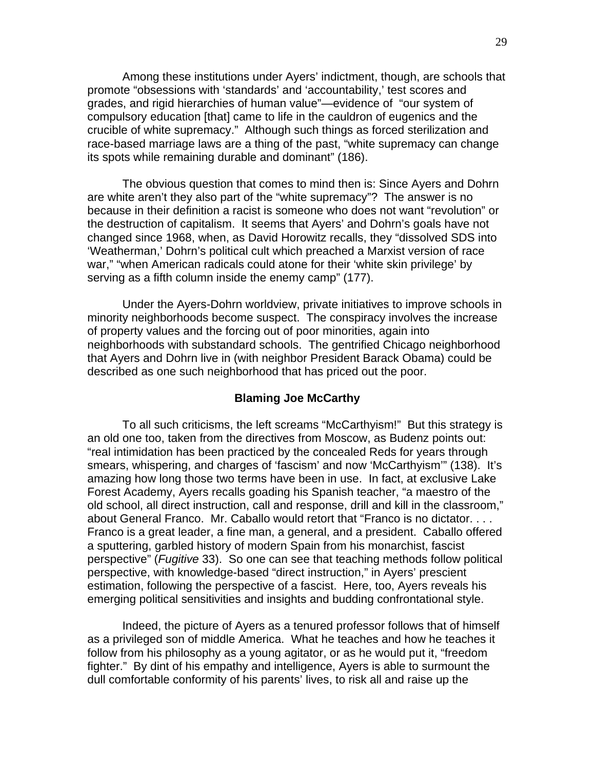Among these institutions under Ayers' indictment, though, are schools that promote "obsessions with 'standards' and 'accountability,' test scores and grades, and rigid hierarchies of human value"—evidence of "our system of compulsory education [that] came to life in the cauldron of eugenics and the crucible of white supremacy." Although such things as forced sterilization and race-based marriage laws are a thing of the past, "white supremacy can change its spots while remaining durable and dominant" (186).

The obvious question that comes to mind then is: Since Ayers and Dohrn are white aren't they also part of the "white supremacy"? The answer is no because in their definition a racist is someone who does not want "revolution" or the destruction of capitalism. It seems that Ayers' and Dohrn's goals have not changed since 1968, when, as David Horowitz recalls, they "dissolved SDS into 'Weatherman,' Dohrn's political cult which preached a Marxist version of race war," "when American radicals could atone for their 'white skin privilege' by serving as a fifth column inside the enemy camp" (177).

Under the Ayers-Dohrn worldview, private initiatives to improve schools in minority neighborhoods become suspect. The conspiracy involves the increase of property values and the forcing out of poor minorities, again into neighborhoods with substandard schools. The gentrified Chicago neighborhood that Ayers and Dohrn live in (with neighbor President Barack Obama) could be described as one such neighborhood that has priced out the poor.

## Blaming Joe McCarthy

To all such criticisms, the left screams "McCarthyism!" But this strategy is an old one too, taken from the directives from Moscow, as Budenz points out: "real intimidation has been practiced by the concealed Reds for years through smears, whispering, and charges of 'fascism' and now 'McCarthyism'" (138). It's amazing how long those two terms have been in use. In fact, at exclusive Lake Forest Academy, Ayers recalls goading his Spanish teacher, "a maestro of the old school, all direct instruction, call and response, drill and kill in the classroom," about General Franco. Mr. Caballo would retort that "Franco is no dictator. . . . Franco is a great leader, a fine man, a general, and a president. Caballo offered a sputtering, garbled history of modern Spain from his monarchist, fascist perspective" (*Fugitive* 33). So one can see that teaching methods follow political perspective, with knowledge-based "direct instruction," in Ayers' prescient estimation, following the perspective of a fascist. Here, too, Ayers reveals his emerging political sensitivities and insights and budding confrontational style.

Indeed, the picture of Ayers as a tenured professor follows that of himself as a privileged son of middle America. What he teaches and how he teaches it follow from his philosophy as a young agitator, or as he would put it, "freedom fighter." By dint of his empathy and intelligence, Ayers is able to surmount the dull comfortable conformity of his parents' lives, to risk all and raise up the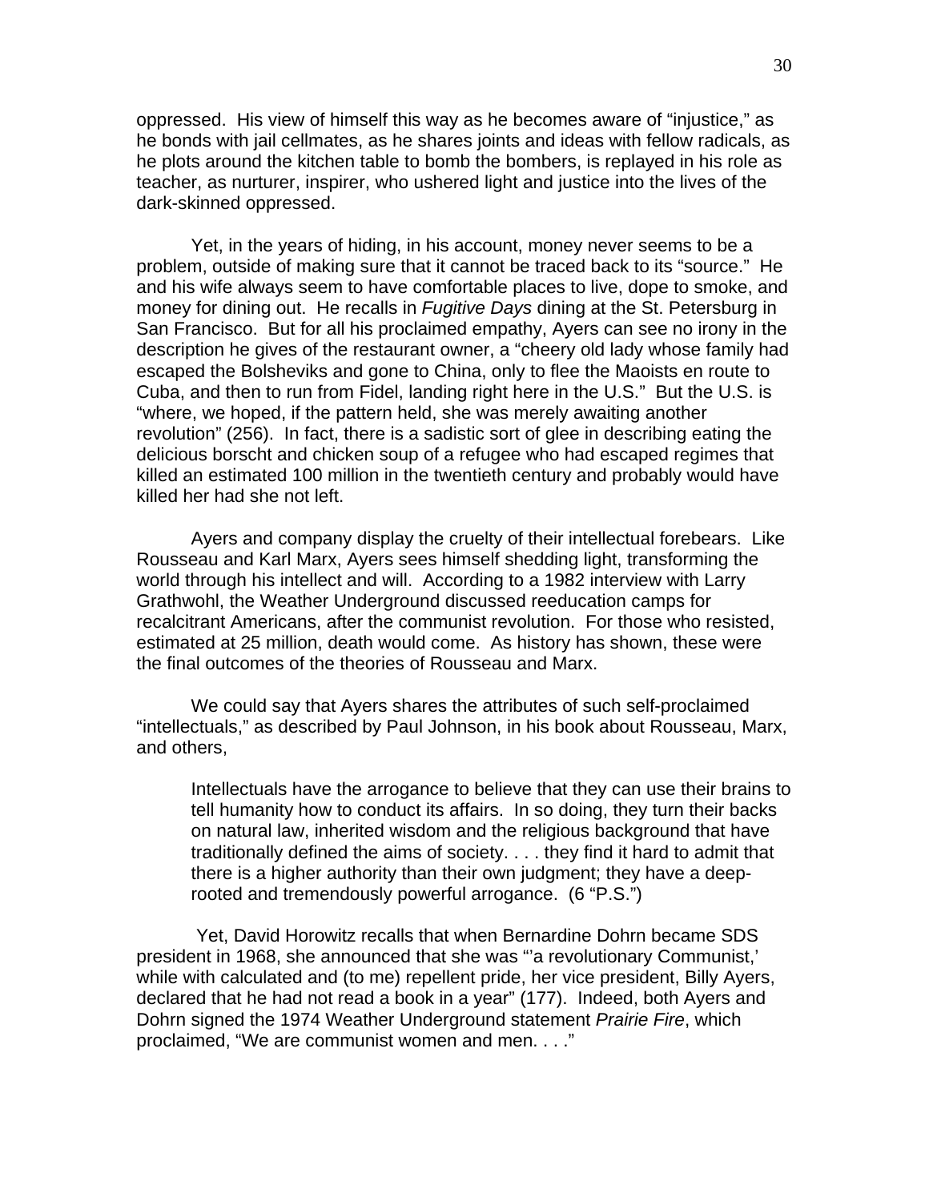oppressed. His view of himself this way as he becomes aware of "injustice," as he bonds with jail cellmates, as he shares joints and ideas with fellow radicals, as he plots around the kitchen table to bomb the bombers, is replayed in his role as teacher, as nurturer, inspirer, who ushered light and justice into the lives of the dark-skinned oppressed.

Yet, in the years of hiding, in his account, money never seems to be a problem, outside of making sure that it cannot be traced back to its "source." He and his wife always seem to have comfortable places to live, dope to smoke, and money for dining out. He recalls in *Fugitive Days* dining at the St. Petersburg in San Francisco. But for all his proclaimed empathy, Ayers can see no irony in the description he gives of the restaurant owner, a "cheery old lady whose family had escaped the Bolsheviks and gone to China, only to flee the Maoists en route to Cuba, and then to run from Fidel, landing right here in the U.S." But the U.S. is "where, we hoped, if the pattern held, she was merely awaiting another revolution" (256). In fact, there is a sadistic sort of glee in describing eating the delicious borscht and chicken soup of a refugee who had escaped regimes that killed an estimated 100 million in the twentieth century and probably would have killed her had she not left.

Ayers and company display the cruelty of their intellectual forebears. Like Rousseau and Karl Marx, Ayers sees himself shedding light, transforming the world through his intellect and will. According to a 1982 interview with Larry Grathwohl, the Weather Underground discussed reeducation camps for recalcitrant Americans, after the communist revolution. For those who resisted, estimated at 25 million, death would come. As history has shown, these were the final outcomes of the theories of Rousseau and Marx.

We could say that Ayers shares the attributes of such self-proclaimed "intellectuals," as described by Paul Johnson, in his book about Rousseau, Marx, and others,

> Intellectuals have the arrogance to believe that they can use their brains to tell humanity how to conduct its affairs. In so doing, they turn their backs on natural law, inherited wisdom and the religious background that have traditionally defined the aims of society. . . . they find it hard to admit that there is a higher authority than their own judgment; they have a deep-rooted and tremendously powerful arrogance. (6 "P.S.")

Yet, David Horowitz recalls that when Bernardine Dohrn became SDS president in 1968, she announced that she was "'a revolutionary Communist,' while with calculated and (to me) repellent pride, her vice president, Billy Ayers, declared that he had not read a book in a year" (177). Indeed, both Ayers and Dohrn signed the 1974 Weather Underground statement *Prairie Fire*, which proclaimed, "We are communist women and men. . . ."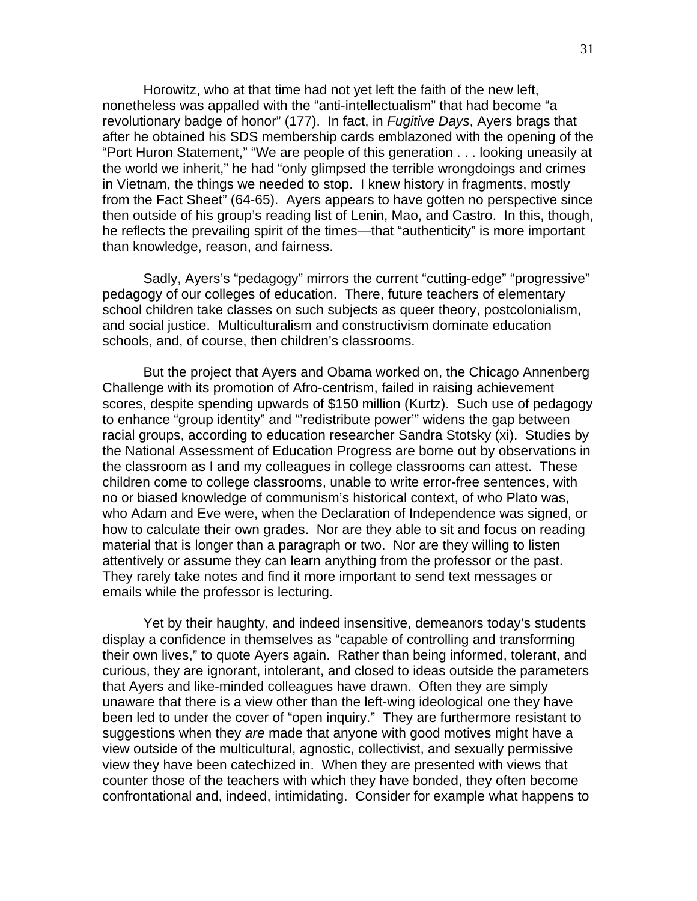Horowitz, who at that time had not yet left the faith of the new left, nonetheless was appalled with the "anti-intellectualism" that had become "a revolutionary badge of honor" (177). In fact, in *Fugitive Days*, Ayers brags that after he obtained his SDS membership cards emblazoned with the opening of the "Port Huron Statement," "We are people of this generation . . . looking uneasily at the world we inherit," he had "only glimpsed the terrible wrongdoings and crimes in Vietnam, the things we needed to stop. I knew history in fragments, mostly from the Fact Sheet" (64-65). Ayers appears to have gotten no perspective since then outside of his group's reading list of Lenin, Mao, and Castro. In this, though, he reflects the prevailing spirit of the times—that "authenticity" is more important than knowledge, reason, and fairness.

Sadly, Ayers's "pedagogy" mirrors the current "cutting-edge" "progressive" pedagogy of our colleges of education. There, future teachers of elementary school children take classes on such subjects as queer theory, postcolonialism, and social justice. Multiculturalism and constructivism dominate education schools, and, of course, then children's classrooms.

But the project that Ayers and Obama worked on, the Chicago Annenberg Challenge with its promotion of Afro-centrism, failed in raising achievement scores, despite spending upwards of $150 million (Kurtz). Such use of pedagogy to enhance "group identity" and "'redistribute power'" widens the gap between racial groups, according to education researcher Sandra Stotsky (xi). Studies by the National Assessment of Education Progress are borne out by observations in the classroom as I and my colleagues in college classrooms can attest. These children come to college classrooms, unable to write error-free sentences, with no or biased knowledge of communism's historical context, of who Plato was, who Adam and Eve were, when the Declaration of Independence was signed, or how to calculate their own grades. Nor are they able to sit and focus on reading material that is longer than a paragraph or two. Nor are they willing to listen attentively or assume they can learn anything from the professor or the past. They rarely take notes and find it more important to send text messages or emails while the professor is lecturing.

Yet by their haughty, and indeed insensitive, demeanors today's students display a confidence in themselves as "capable of controlling and transforming their own lives," to quote Ayers again. Rather than being informed, tolerant, and curious, they are ignorant, intolerant, and closed to ideas outside the parameters that Ayers and like-minded colleagues have drawn. Often they are simply unaware that there is a view other than the left-wing ideological one they have been led to under the cover of "open inquiry." They are furthermore resistant to suggestions when they *are* made that anyone with good motives might have a view outside of the multicultural, agnostic, collectivist, and sexually permissive view they have been catechized in. When they are presented with views that counter those of the teachers with which they have bonded, they often become confrontational and, indeed, intimidating. Consider for example what happens to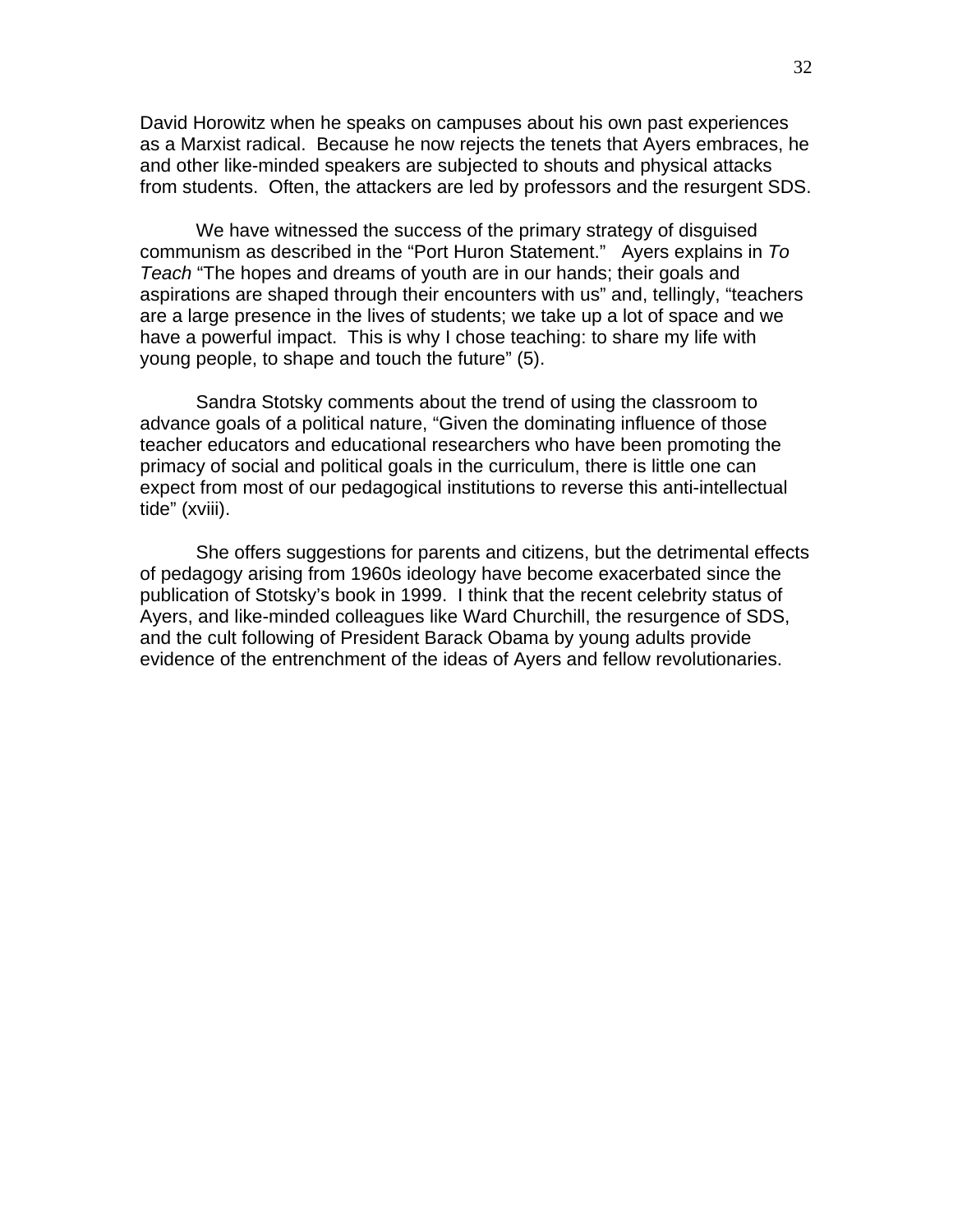David Horowitz when he speaks on campuses about his own past experiences as a Marxist radical. Because he now rejects the tenets that Ayers embraces, he and other like-minded speakers are subjected to shouts and physical attacks from students. Often, the attackers are led by professors and the resurgent SDS.

We have witnessed the success of the primary strategy of disguised communism as described in the “Port Huron Statement.” Ayers explains in *To Teach* “The hopes and dreams of youth are in our hands; their goals and aspirations are shaped through their encounters with us” and, tellingly, “teachers are a large presence in the lives of students; we take up a lot of space and we have a powerful impact. This is why I chose teaching: to share my life with young people, to shape and touch the future” (5).

Sandra Stotsky comments about the trend of using the classroom to advance goals of a political nature, “Given the dominating influence of those teacher educators and educational researchers who have been promoting the primacy of social and political goals in the curriculum, there is little one can expect from most of our pedagogical institutions to reverse this anti-intellectual tide” (xviii).

She offers suggestions for parents and citizens, but the detrimental effects of pedagogy arising from 1960s ideology have become exacerbated since the publication of Stotsky’s book in 1999. I think that the recent celebrity status of Ayers, and like-minded colleagues like Ward Churchill, the resurgence of SDS, and the cult following of President Barack Obama by young adults provide evidence of the entrenchment of the ideas of Ayers and fellow revolutionaries.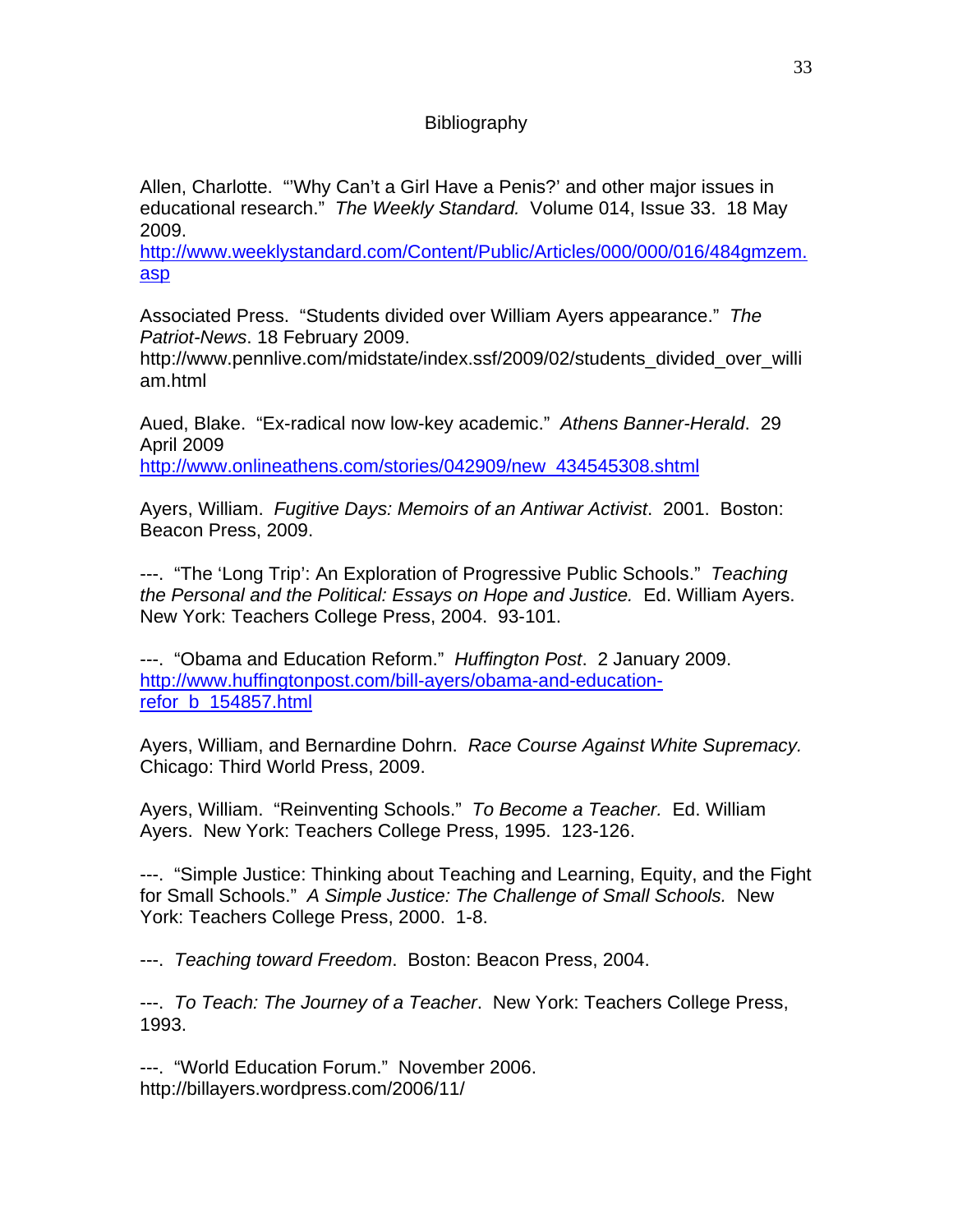# Bibliography

Allen, Charlotte. "'Why Can't a Girl Have a Penis?' and other major issues in educational research." *The Weekly Standard.* Volume 014, Issue 33. 18 May 2009.
http://www.weeklystandard.com/Content/Public/Articles/000/000/016/484gmzem.asp

Associated Press. "Students divided over William Ayers appearance." *The Patriot-News*. 18 February 2009.
http://www.pennlive.com/midstate/index.ssf/2009/02/students_divided_over_william.html

Aued, Blake. "Ex-radical now low-key academic." *Athens Banner-Herald*. 29 April 2009
http://www.onlineathens.com/stories/042909/new_434545308.shtml

Ayers, William. *Fugitive Days: Memoirs of an Antiwar Activist*. 2001. Boston: Beacon Press, 2009.

---. "The 'Long Trip': An Exploration of Progressive Public Schools." *Teaching the Personal and the Political: Essays on Hope and Justice.* Ed. William Ayers. New York: Teachers College Press, 2004. 93-101.

---. "Obama and Education Reform." *Huffington Post*. 2 January 2009.
http://www.huffingtonpost.com/bill-ayers/obama-and-education-refor_b_154857.html

Ayers, William, and Bernardine Dohrn. *Race Course Against White Supremacy.* Chicago: Third World Press, 2009.

Ayers, William. "Reinventing Schools." *To Become a Teacher.* Ed. William Ayers. New York: Teachers College Press, 1995. 123-126.

---. "Simple Justice: Thinking about Teaching and Learning, Equity, and the Fight for Small Schools." *A Simple Justice: The Challenge of Small Schools.* New York: Teachers College Press, 2000. 1-8.

---. *Teaching toward Freedom*. Boston: Beacon Press, 2004.

---. *To Teach: The Journey of a Teacher*. New York: Teachers College Press, 1993.

---. "World Education Forum." November 2006.
http://billayers.wordpress.com/2006/11/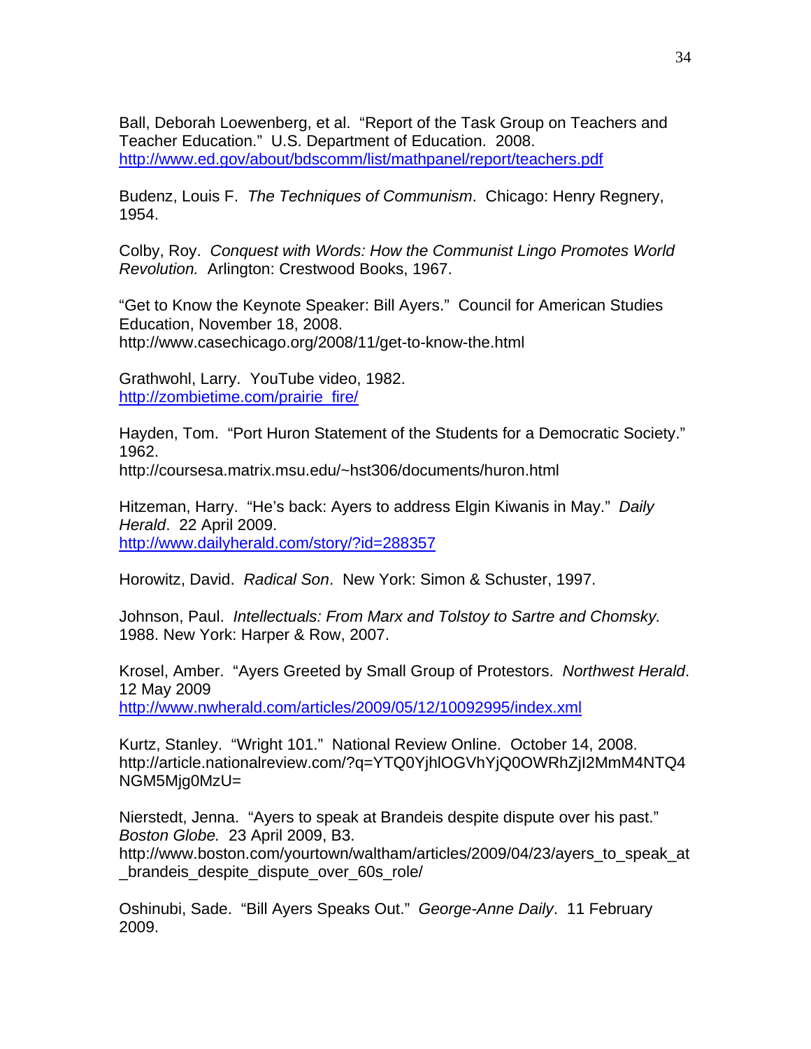Ball, Deborah Loewenberg, et al. "Report of the Task Group on Teachers and Teacher Education." U.S. Department of Education. 2008. http://www.ed.gov/about/bdscomm/list/mathpanel/report/teachers.pdf

Budenz, Louis F. *The Techniques of Communism*. Chicago: Henry Regnery, 1954.

Colby, Roy. *Conquest with Words: How the Communist Lingo Promotes World Revolution.* Arlington: Crestwood Books, 1967.

"Get to Know the Keynote Speaker: Bill Ayers." Council for American Studies Education, November 18, 2008. http://www.casechicago.org/2008/11/get-to-know-the.html

Grathwohl, Larry. YouTube video, 1982. http://zombietime.com/prairie_fire/

Hayden, Tom. "Port Huron Statement of the Students for a Democratic Society." 1962. http://coursesa.matrix.msu.edu/~hst306/documents/huron.html

Hitzeman, Harry. "He's back: Ayers to address Elgin Kiwanis in May." *Daily Herald*. 22 April 2009. http://www.dailyherald.com/story/?id=288357

Horowitz, David. *Radical Son*. New York: Simon & Schuster, 1997.

Johnson, Paul. *Intellectuals: From Marx and Tolstoy to Sartre and Chomsky.* 1988. New York: Harper & Row, 2007.

Krosel, Amber. "Ayers Greeted by Small Group of Protestors. *Northwest Herald*. 12 May 2009 http://www.nwherald.com/articles/2009/05/12/10092995/index.xml

Kurtz, Stanley. "Wright 101." National Review Online. October 14, 2008. http://article.nationalreview.com/?q=YTQ0YjhlOGVhYjQ0OWRhZjI2MmM4NTQ4NGM5Mjg0MzU=

Nierstedt, Jenna. "Ayers to speak at Brandeis despite dispute over his past." *Boston Globe.* 23 April 2009, B3. http://www.boston.com/yourtown/waltham/articles/2009/04/23/ayers_to_speak_at_brandeis_despite_dispute_over_60s_role/

Oshinubi, Sade. "Bill Ayers Speaks Out." *George-Anne Daily*. 11 February 2009.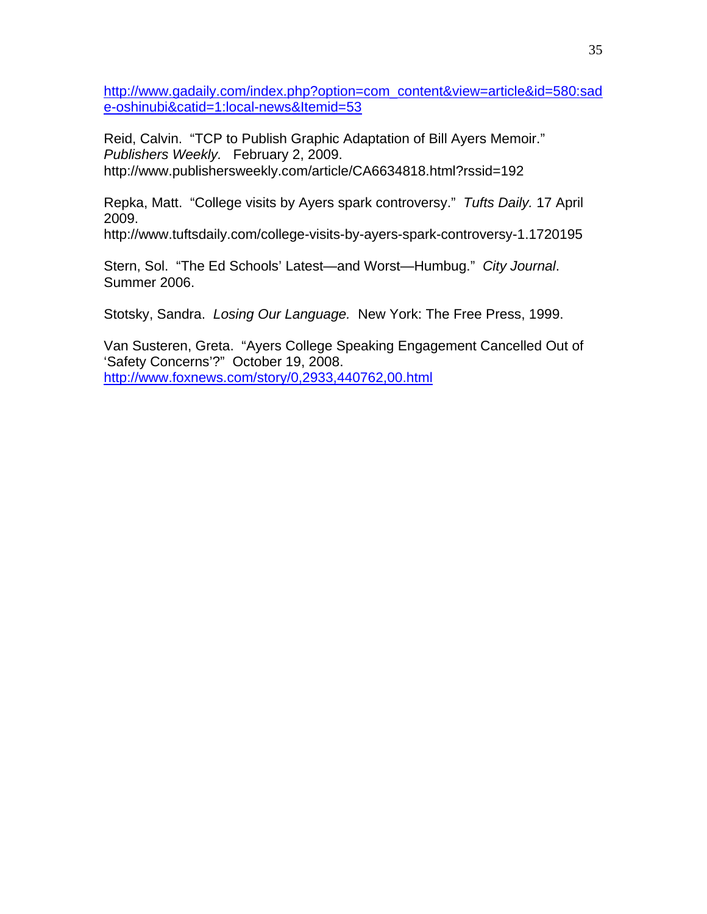http://www.gadaily.com/index.php?option=com_content&view=article&id=580:sade-oshinubi&catid=1:local-news&Itemid=53

Reid, Calvin. "TCP to Publish Graphic Adaptation of Bill Ayers Memoir." *Publishers Weekly.* February 2, 2009. http://www.publishersweekly.com/article/CA6634818.html?rssid=192

Repka, Matt. "College visits by Ayers spark controversy." *Tufts Daily.* 17 April 2009. http://www.tuftsdaily.com/college-visits-by-ayers-spark-controversy-1.1720195

Stern, Sol. "The Ed Schools' Latest—and Worst—Humbug." *City Journal*. Summer 2006.

Stotsky, Sandra. *Losing Our Language.* New York: The Free Press, 1999.

Van Susteren, Greta. "Ayers College Speaking Engagement Cancelled Out of 'Safety Concerns'?" October 19, 2008. http://www.foxnews.com/story/0,2933,440762,00.html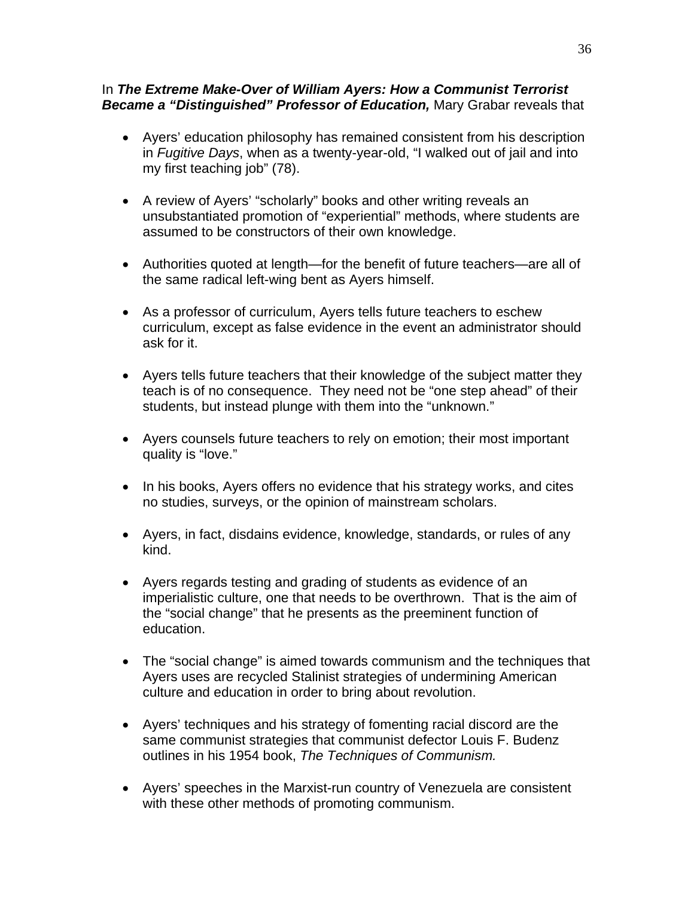In ***The Extreme Make-Over of William Ayers: How a Communist Terrorist Became a "Distinguished" Professor of Education,*** Mary Grabar reveals that

- Ayers' education philosophy has remained consistent from his description in *Fugitive Days*, when as a twenty-year-old, "I walked out of jail and into my first teaching job" (78).

- A review of Ayers' "scholarly" books and other writing reveals an unsubstantiated promotion of "experiential" methods, where students are assumed to be constructors of their own knowledge.

- Authorities quoted at length—for the benefit of future teachers—are all of the same radical left-wing bent as Ayers himself.

- As a professor of curriculum, Ayers tells future teachers to eschew curriculum, except as false evidence in the event an administrator should ask for it.

- Ayers tells future teachers that their knowledge of the subject matter they teach is of no consequence. They need not be "one step ahead" of their students, but instead plunge with them into the "unknown."

- Ayers counsels future teachers to rely on emotion; their most important quality is "love."

- In his books, Ayers offers no evidence that his strategy works, and cites no studies, surveys, or the opinion of mainstream scholars.

- Ayers, in fact, disdains evidence, knowledge, standards, or rules of any kind.

- Ayers regards testing and grading of students as evidence of an imperialistic culture, one that needs to be overthrown. That is the aim of the "social change" that he presents as the preeminent function of education.

- The "social change" is aimed towards communism and the techniques that Ayers uses are recycled Stalinist strategies of undermining American culture and education in order to bring about revolution.

- Ayers' techniques and his strategy of fomenting racial discord are the same communist strategies that communist defector Louis F. Budenz outlines in his 1954 book, *The Techniques of Communism.*

- Ayers' speeches in the Marxist-run country of Venezuela are consistent with these other methods of promoting communism.